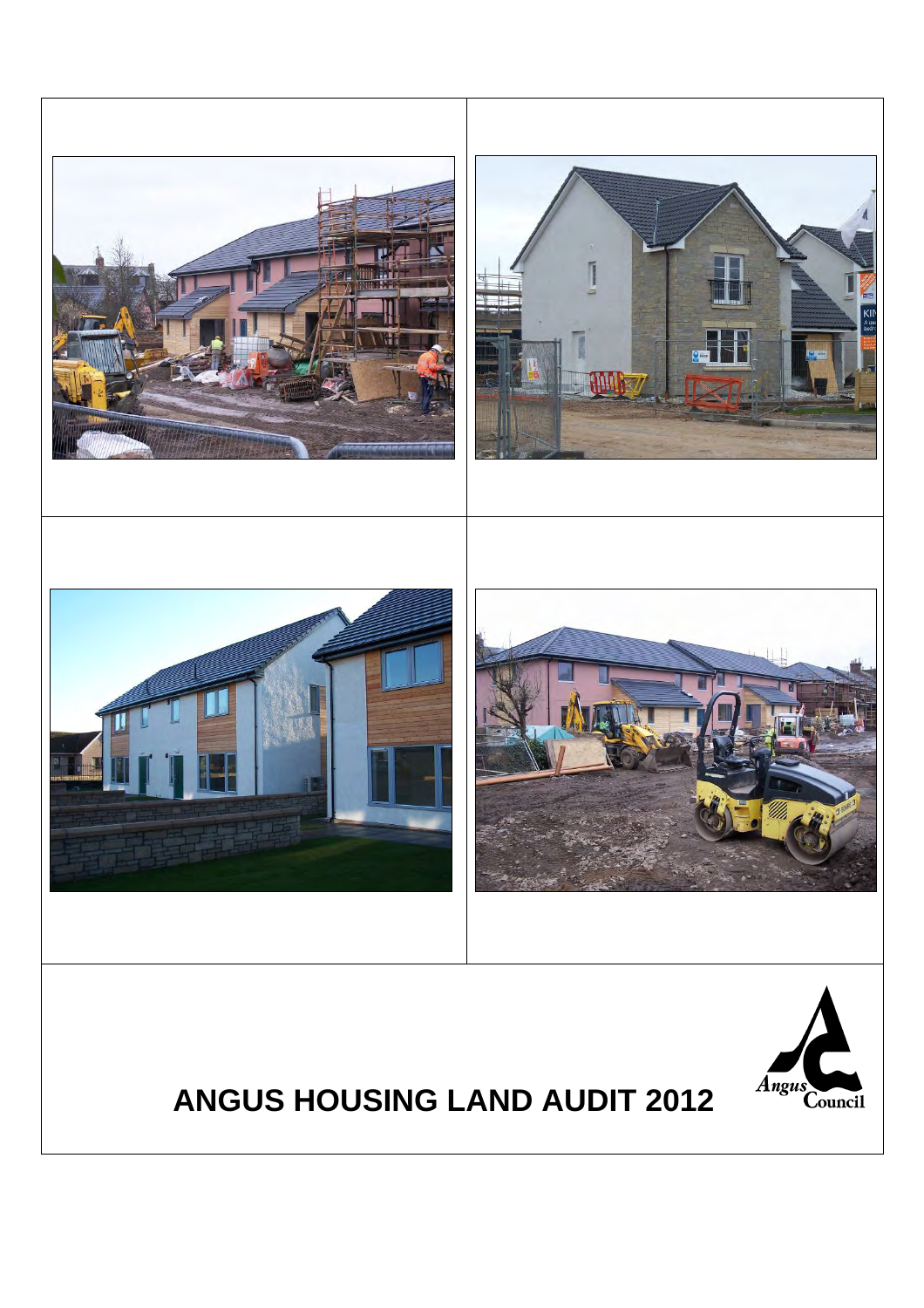# ANGUS HOUSING LAND AUDIT 2012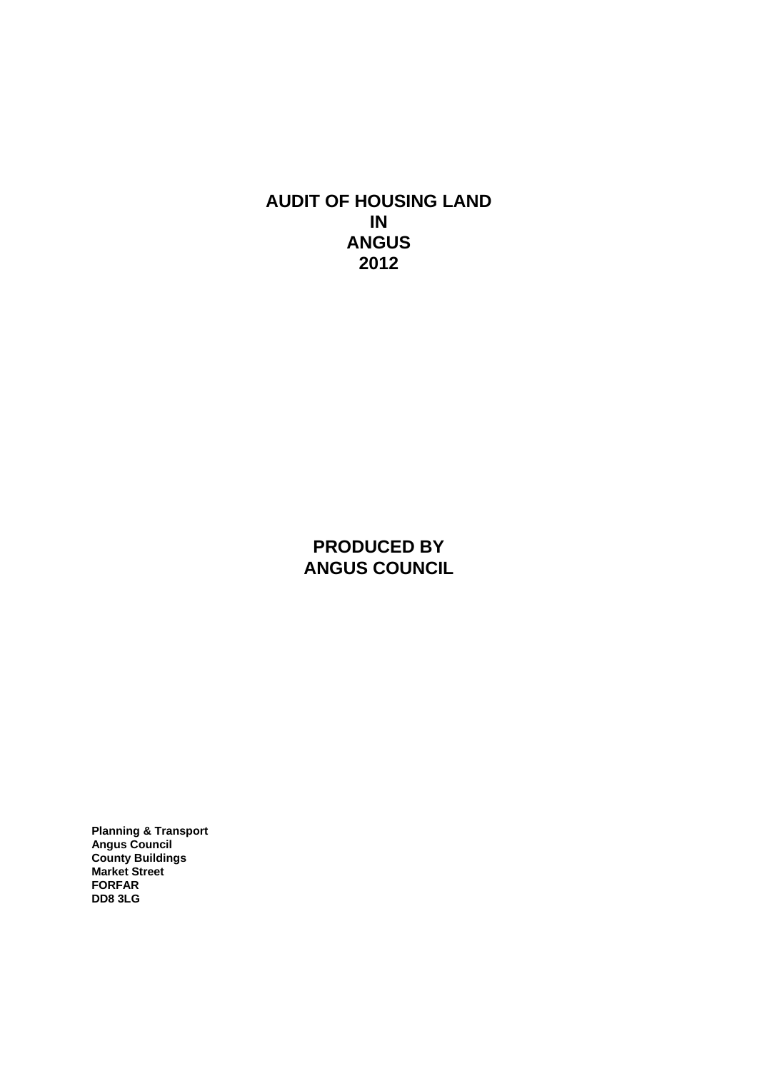# AUDIT OF HOUSING LAND IN ANGUS 2012

## PRODUCED BY ANGUS COUNCIL

**Planning & Transport**
**Angus Council**
**County Buildings**
**Market Street**
**FORFAR**
**DD8 3LG**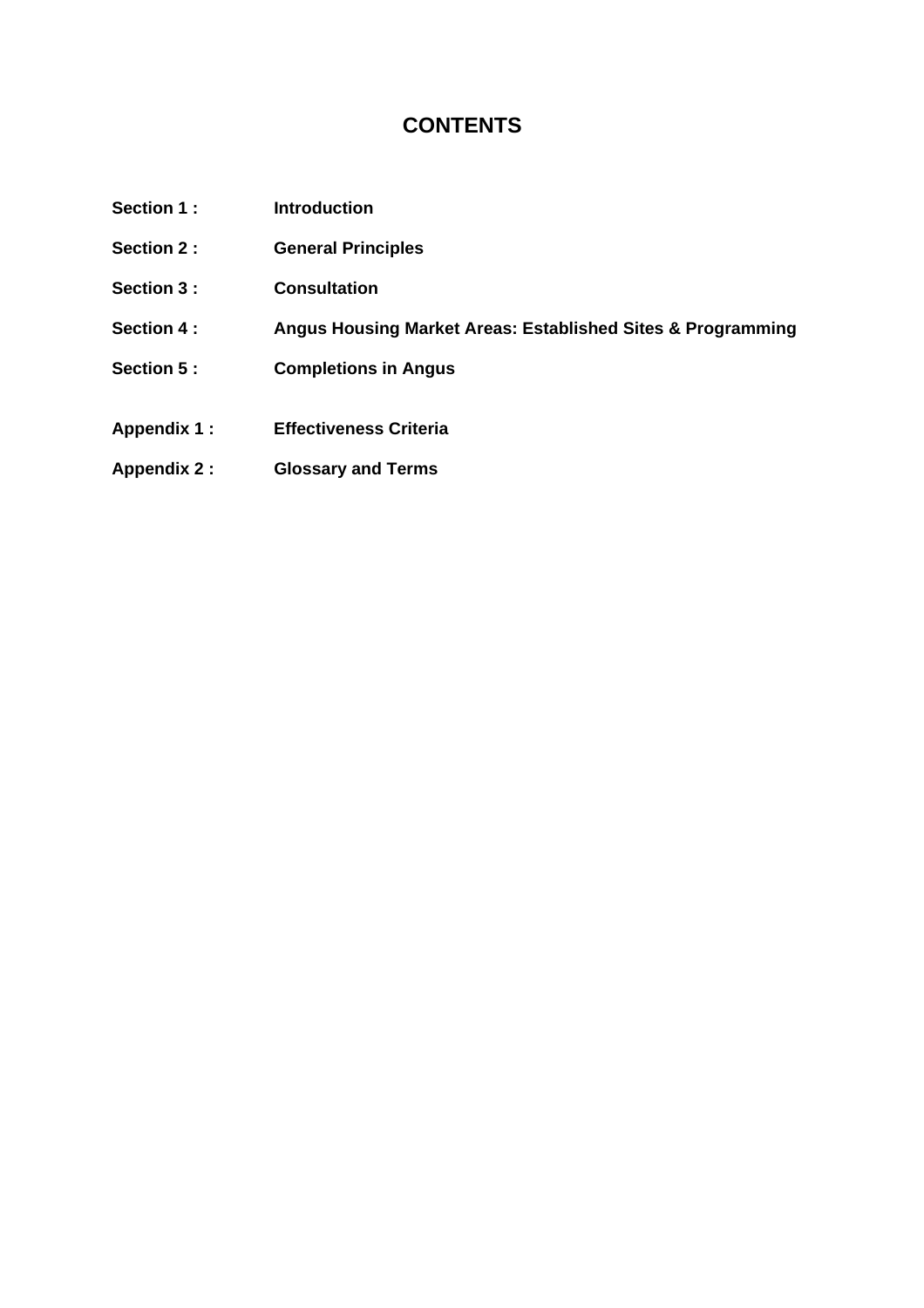# CONTENTS

| | |
|---|---|
| **Section 1 :** | **Introduction** |
| **Section 2 :** | **General Principles** |
| **Section 3 :** | **Consultation** |
| **Section 4 :** | **Angus Housing Market Areas: Established Sites & Programming** |
| **Section 5 :** | **Completions in Angus** |
| **Appendix 1 :** | **Effectiveness Criteria** |
| **Appendix 2 :** | **Glossary and Terms** |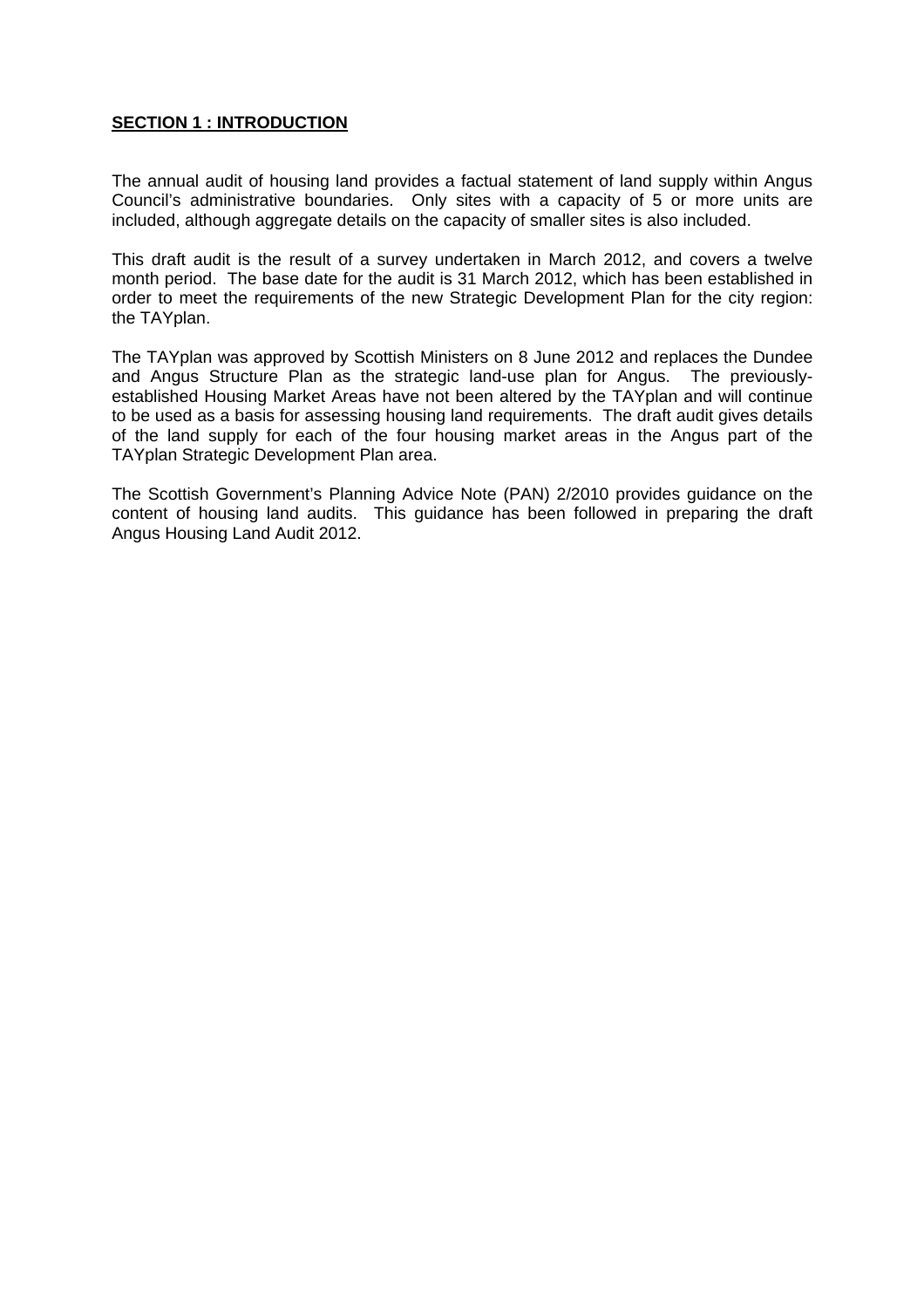## **SECTION 1 : INTRODUCTION**

The annual audit of housing land provides a factual statement of land supply within Angus Council's administrative boundaries. Only sites with a capacity of 5 or more units are included, although aggregate details on the capacity of smaller sites is also included.

This draft audit is the result of a survey undertaken in March 2012, and covers a twelve month period. The base date for the audit is 31 March 2012, which has been established in order to meet the requirements of the new Strategic Development Plan for the city region: the TAYplan.

The TAYplan was approved by Scottish Ministers on 8 June 2012 and replaces the Dundee and Angus Structure Plan as the strategic land-use plan for Angus. The previously-established Housing Market Areas have not been altered by the TAYplan and will continue to be used as a basis for assessing housing land requirements. The draft audit gives details of the land supply for each of the four housing market areas in the Angus part of the TAYplan Strategic Development Plan area.

The Scottish Government's Planning Advice Note (PAN) 2/2010 provides guidance on the content of housing land audits. This guidance has been followed in preparing the draft Angus Housing Land Audit 2012.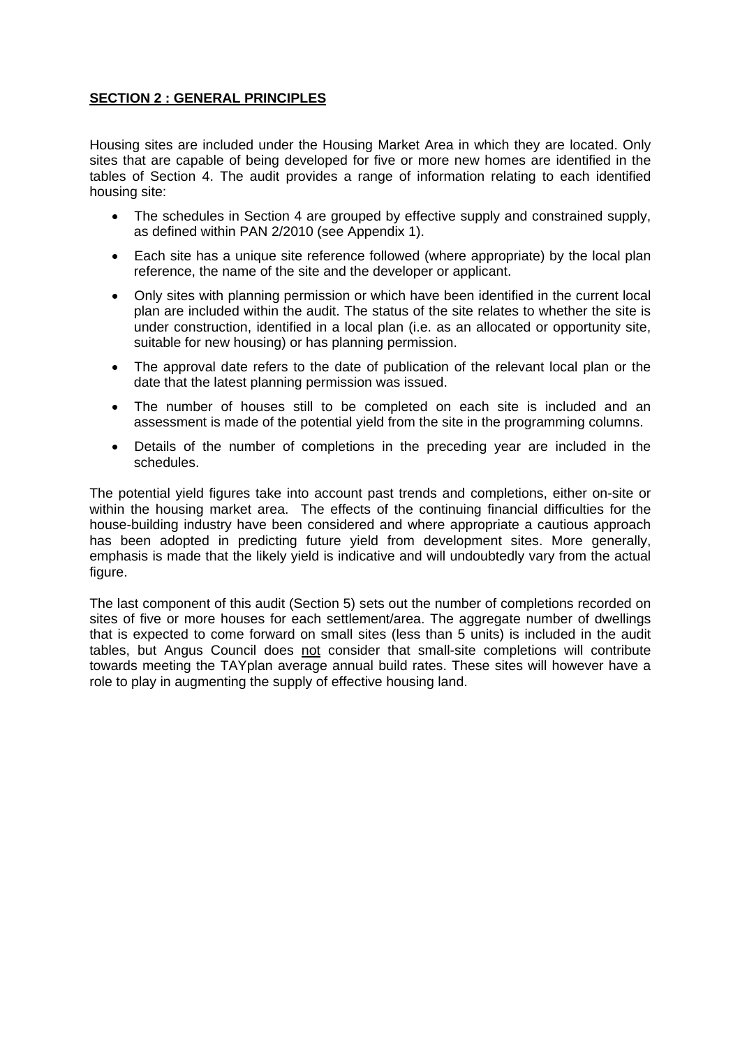## SECTION 2 : GENERAL PRINCIPLES

Housing sites are included under the Housing Market Area in which they are located. Only sites that are capable of being developed for five or more new homes are identified in the tables of Section 4. The audit provides a range of information relating to each identified housing site:

- The schedules in Section 4 are grouped by effective supply and constrained supply, as defined within PAN 2/2010 (see Appendix 1).
- Each site has a unique site reference followed (where appropriate) by the local plan reference, the name of the site and the developer or applicant.
- Only sites with planning permission or which have been identified in the current local plan are included within the audit. The status of the site relates to whether the site is under construction, identified in a local plan (i.e. as an allocated or opportunity site, suitable for new housing) or has planning permission.
- The approval date refers to the date of publication of the relevant local plan or the date that the latest planning permission was issued.
- The number of houses still to be completed on each site is included and an assessment is made of the potential yield from the site in the programming columns.
- Details of the number of completions in the preceding year are included in the schedules.

The potential yield figures take into account past trends and completions, either on-site or within the housing market area. The effects of the continuing financial difficulties for the house-building industry have been considered and where appropriate a cautious approach has been adopted in predicting future yield from development sites. More generally, emphasis is made that the likely yield is indicative and will undoubtedly vary from the actual figure.

The last component of this audit (Section 5) sets out the number of completions recorded on sites of five or more houses for each settlement/area. The aggregate number of dwellings that is expected to come forward on small sites (less than 5 units) is included in the audit tables, but Angus Council does not consider that small-site completions will contribute towards meeting the TAYplan average annual build rates. These sites will however have a role to play in augmenting the supply of effective housing land.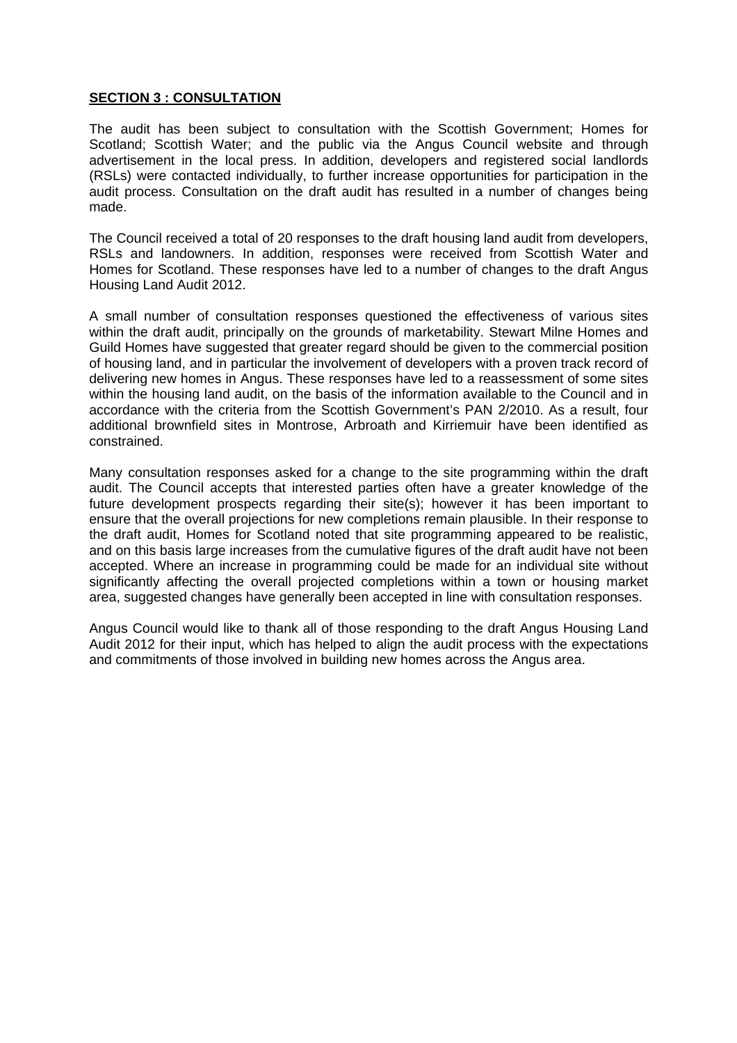## SECTION 3 : CONSULTATION

The audit has been subject to consultation with the Scottish Government; Homes for Scotland; Scottish Water; and the public via the Angus Council website and through advertisement in the local press. In addition, developers and registered social landlords (RSLs) were contacted individually, to further increase opportunities for participation in the audit process. Consultation on the draft audit has resulted in a number of changes being made.

The Council received a total of 20 responses to the draft housing land audit from developers, RSLs and landowners. In addition, responses were received from Scottish Water and Homes for Scotland. These responses have led to a number of changes to the draft Angus Housing Land Audit 2012.

A small number of consultation responses questioned the effectiveness of various sites within the draft audit, principally on the grounds of marketability. Stewart Milne Homes and Guild Homes have suggested that greater regard should be given to the commercial position of housing land, and in particular the involvement of developers with a proven track record of delivering new homes in Angus. These responses have led to a reassessment of some sites within the housing land audit, on the basis of the information available to the Council and in accordance with the criteria from the Scottish Government's PAN 2/2010. As a result, four additional brownfield sites in Montrose, Arbroath and Kirriemuir have been identified as constrained.

Many consultation responses asked for a change to the site programming within the draft audit. The Council accepts that interested parties often have a greater knowledge of the future development prospects regarding their site(s); however it has been important to ensure that the overall projections for new completions remain plausible. In their response to the draft audit, Homes for Scotland noted that site programming appeared to be realistic, and on this basis large increases from the cumulative figures of the draft audit have not been accepted. Where an increase in programming could be made for an individual site without significantly affecting the overall projected completions within a town or housing market area, suggested changes have generally been accepted in line with consultation responses.

Angus Council would like to thank all of those responding to the draft Angus Housing Land Audit 2012 for their input, which has helped to align the audit process with the expectations and commitments of those involved in building new homes across the Angus area.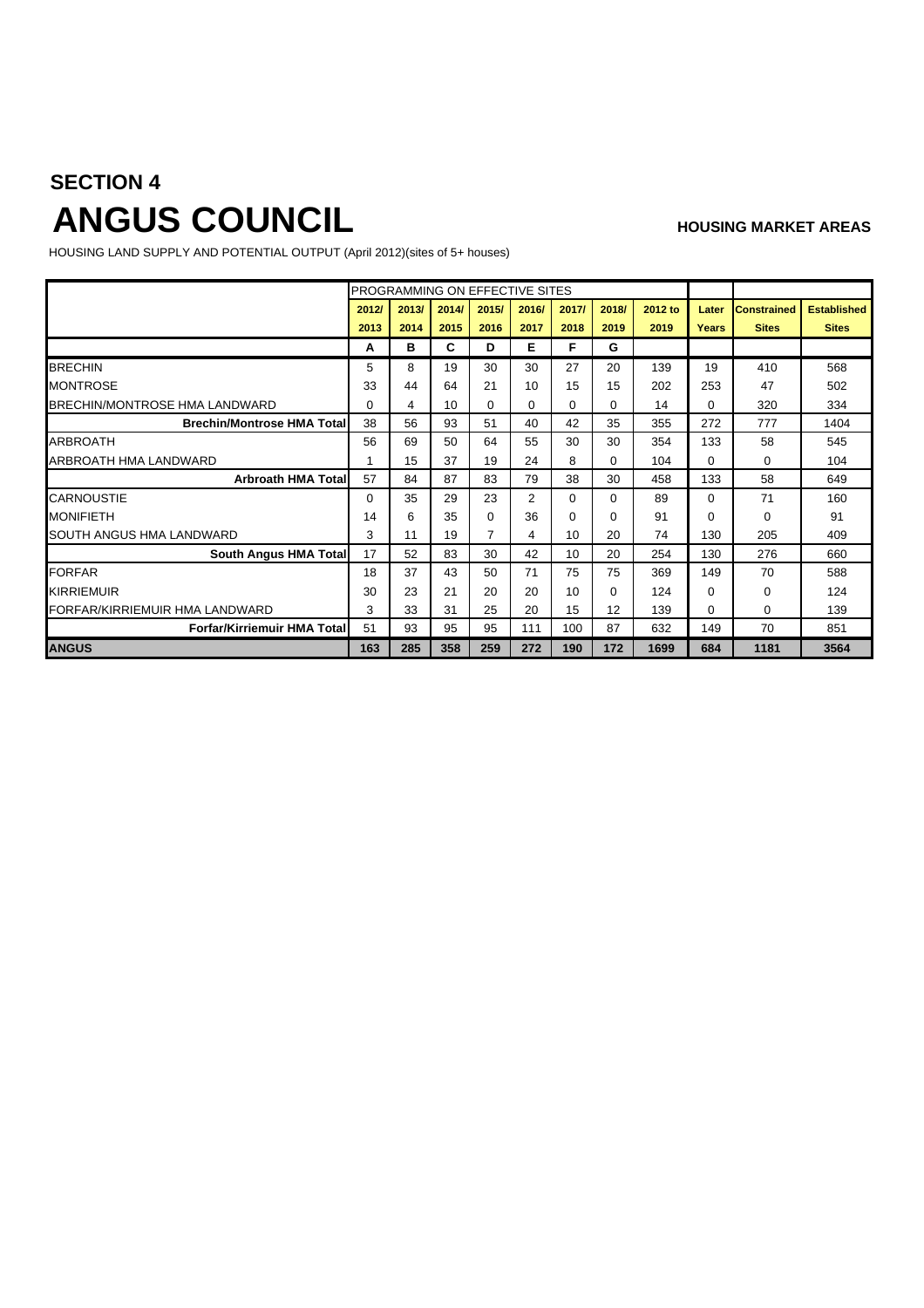## SECTION 4

# ANGUS COUNCIL

**HOUSING MARKET AREAS**

HOUSING LAND SUPPLY AND POTENTIAL OUTPUT (April 2012)(sites of 5+ houses)

| | PROGRAMMING ON EFFECTIVE SITES | | | | | | | | | | |
|---|---|---|---|---|---|---|---|---|---|---|---|
| | 2012/ 2013 | 2013/ 2014 | 2014/ 2015 | 2015/ 2016 | 2016/ 2017 | 2017/ 2018 | 2018/ 2019 | 2012 to 2019 | Later Years | Constrained Sites | Established Sites |
| | A | B | C | D | E | F | G | | | | |
| BRECHIN | 5 | 8 | 19 | 30 | 30 | 27 | 20 | 139 | 19 | 410 | 568 |
| MONTROSE | 33 | 44 | 64 | 21 | 10 | 15 | 15 | 202 | 253 | 47 | 502 |
| BRECHIN/MONTROSE HMA LANDWARD | 0 | 4 | 10 | 0 | 0 | 0 | 0 | 14 | 0 | 320 | 334 |
| **Brechin/Montrose HMA Total** | 38 | 56 | 93 | 51 | 40 | 42 | 35 | 355 | 272 | 777 | 1404 |
| ARBROATH | 56 | 69 | 50 | 64 | 55 | 30 | 30 | 354 | 133 | 58 | 545 |
| ARBROATH HMA LANDWARD | 1 | 15 | 37 | 19 | 24 | 8 | 0 | 104 | 0 | 0 | 104 |
| **Arbroath HMA Total** | 57 | 84 | 87 | 83 | 79 | 38 | 30 | 458 | 133 | 58 | 649 |
| CARNOUSTIE | 0 | 35 | 29 | 23 | 2 | 0 | 0 | 89 | 0 | 71 | 160 |
| MONIFIETH | 14 | 6 | 35 | 0 | 36 | 0 | 0 | 91 | 0 | 0 | 91 |
| SOUTH ANGUS HMA LANDWARD | 3 | 11 | 19 | 7 | 4 | 10 | 20 | 74 | 130 | 205 | 409 |
| **South Angus HMA Total** | 17 | 52 | 83 | 30 | 42 | 10 | 20 | 254 | 130 | 276 | 660 |
| FORFAR | 18 | 37 | 43 | 50 | 71 | 75 | 75 | 369 | 149 | 70 | 588 |
| KIRRIEMUIR | 30 | 23 | 21 | 20 | 20 | 10 | 0 | 124 | 0 | 0 | 124 |
| FORFAR/KIRRIEMUIR HMA LANDWARD | 3 | 33 | 31 | 25 | 20 | 15 | 12 | 139 | 0 | 0 | 139 |
| **Forfar/Kirriemuir HMA Total** | 51 | 93 | 95 | 95 | 111 | 100 | 87 | 632 | 149 | 70 | 851 |
| **ANGUS** | **163** | **285** | **358** | **259** | **272** | **190** | **172** | **1699** | **684** | **1181** | **3564** |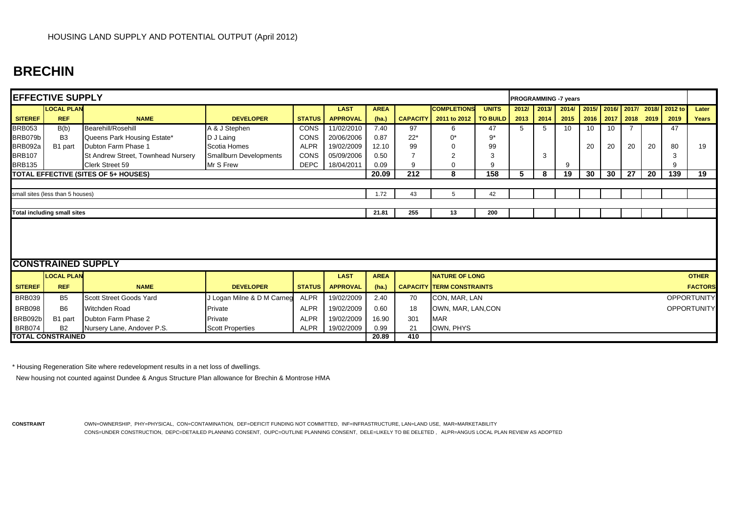HOUSING LAND SUPPLY AND POTENTIAL OUTPUT (April 2012)

# BRECHIN

## EFFECTIVE SUPPLY

| SITEREF | LOCAL PLAN REF | NAME | DEVELOPER | STATUS | LAST APPROVAL | AREA (ha.) | CAPACITY | COMPLETIONS 2011 to 2012 | UNITS TO BUILD | 2012/ 2013 | 2013/ 2014 | 2014/ 2015 | 2015/ 2016 | 2016/ 2017 | 2017/ 2018 | 2018/ 2019 | 2012 to 2019 | Later Years |
|---|---|---|---|---|---|---|---|---|---|---|---|---|---|---|---|---|---|---|
| | | | | | | | | | | PROGRAMMING -7 years | | | | | | | | |
| BRB053 | B(b) | Bearehill/Rosehill | A & J Stephen | CONS | 11/02/2010 | 7.40 | 97 | 6 | 47 | 5 | 5 | 10 | 10 | 10 | 7 | | 47 | |
| BRB079b | B3 | Queens Park Housing Estate* | D J Laing | CONS | 20/06/2006 | 0.87 | 22* | 0* | 9* | | | | | | | | | |
| BRB092a | B1 part | Dubton Farm Phase 1 | Scotia Homes | ALPR | 19/02/2009 | 12.10 | 99 | 0 | 99 | | | | 20 | 20 | 20 | 20 | 80 | 19 |
| BRB107 | | St Andrew Street, Townhead Nursery | Smallburn Developments | CONS | 05/09/2006 | 0.50 | 7 | 2 | 3 | | 3 | | | | | | 3 | |
| BRB135 | | Clerk Street 59 | Mr S Frew | DEPC | 18/04/2011 | 0.09 | 9 | 0 | 9 | | | 9 | | | | | 9 | |
| **TOTAL EFFECTIVE (SITES OF 5+ HOUSES)** | | | | | | **20.09** | **212** | **8** | **158** | **5** | **8** | **19** | **30** | **30** | **27** | **20** | **139** | **19** |
| small sites (less than 5 houses) | | | | | | 1.72 | 43 | 5 | 42 | | | | | | | | | |
| **Total including small sites** | | | | | | **21.81** | **255** | **13** | **200** | | | | | | | | | |

## CONSTRAINED SUPPLY

| SITEREF | LOCAL PLAN REF | NAME | DEVELOPER | STATUS | LAST APPROVAL | AREA (ha.) | CAPACITY | NATURE OF LONG TERM CONSTRAINTS | OTHER FACTORS |
|---|---|---|---|---|---|---|---|---|---|
| BRB039 | B5 | Scott Street Goods Yard | J Logan Milne & D M Carneg | ALPR | 19/02/2009 | 2.40 | 70 | CON, MAR, LAN | OPPORTUNITY |
| BRB098 | B6 | Witchden Road | Private | ALPR | 19/02/2009 | 0.60 | 18 | OWN, MAR, LAN,CON | OPPORTUNITY |
| BRB092b | B1 part | Dubton Farm Phase 2 | Private | ALPR | 19/02/2009 | 16.90 | 301 | MAR | |
| BRB074 | B2 | Nursery Lane, Andover P.S. | Scott Properties | ALPR | 19/02/2009 | 0.99 | 21 | OWN, PHYS | |
| **TOTAL CONSTRAINED** | | | | | | **20.89** | **410** | | |

* Housing Regeneration Site where redevelopment results in a net loss of dwellings.
New housing not counted against Dundee & Angus Structure Plan allowance for Brechin & Montrose HMA

**CONSTRAINT** OWN=OWNERSHIP, PHY=PHYSICAL, CON=CONTAMINATION, DEF=DEFICIT FUNDING NOT COMMITTED, INF=INFRASTRUCTURE, LAN=LAND USE, MAR=MARKETABILITY
CONS=UNDER CONSTRUCTION, DEPC=DETAILED PLANNING CONSENT, OUPC=OUTLINE PLANNING CONSENT, DELE=LIKELY TO BE DELETED , ALPR=ANGUS LOCAL PLAN REVIEW AS ADOPTED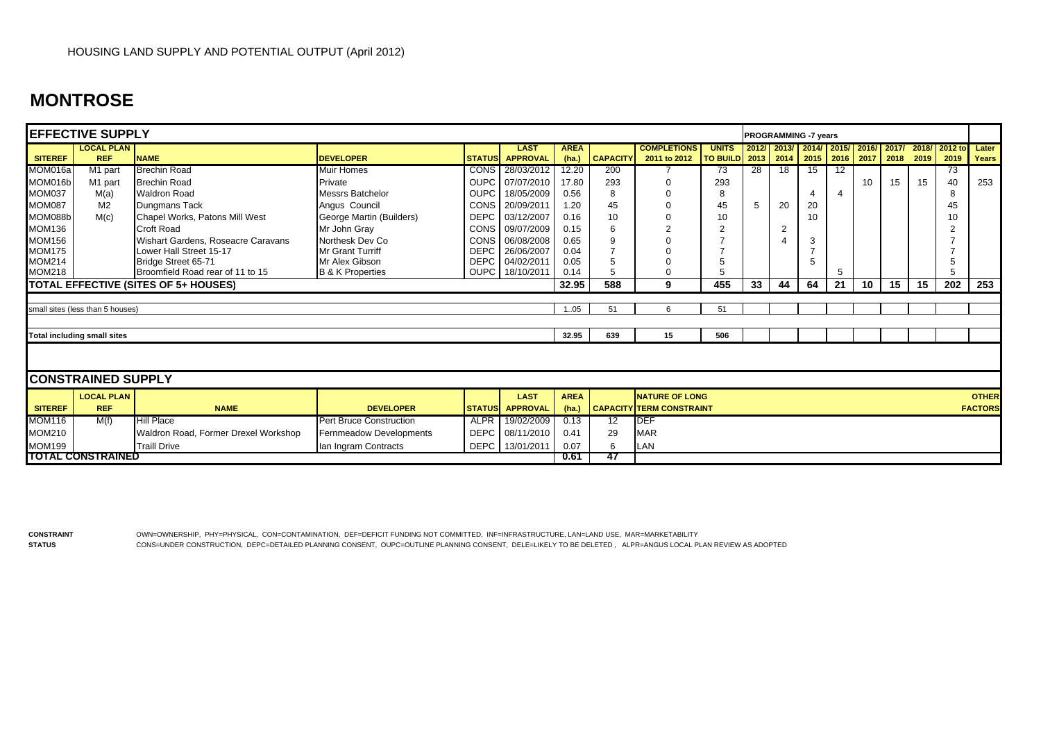HOUSING LAND SUPPLY AND POTENTIAL OUTPUT (April 2012)

# MONTROSE

## EFFECTIVE SUPPLY

| SITEREF | LOCAL PLAN REF | NAME | DEVELOPER | STATUS | LAST APPROVAL | AREA (ha.) | CAPACITY | COMPLETIONS 2011 to 2012 | UNITS TO BUILD | PROGRAMMING -7 years 2012/2013 | 2013/2014 | 2014/2015 | 2015/2016 | 2016/2017 | 2017/2018 | 2018/2019 | 2012 to 2019 | Later Years |
|---|---|---|---|---|---|---|---|---|---|---|---|---|---|---|---|---|---|---|
| MOM016a | M1 part | Brechin Road | Muir Homes | CONS | 28/03/2012 | 12.20 | 200 | 7 | 73 | 28 | 18 | 15 | 12 | | | | 73 | |
| MOM016b | M1 part | Brechin Road | Private | OUPC | 07/07/2010 | 17.80 | 293 | 0 | 293 | | | | | 10 | 15 | 15 | 40 | 253 |
| MOM037 | M(a) | Waldron Road | Messrs Batchelor | OUPC | 18/05/2009 | 0.56 | 8 | 0 | 8 | | | 4 | 4 | | | | 8 | |
| MOM087 | M2 | Dungmans Tack | Angus Council | CONS | 20/09/2011 | 1.20 | 45 | 0 | 45 | 5 | 20 | 20 | | | | | 45 | |
| MOM088b | M(c) | Chapel Works, Patons Mill West | George Martin (Builders) | DEPC | 03/12/2007 | 0.16 | 10 | 0 | 10 | | | 10 | | | | | 10 | |
| MOM136 | | Croft Road | Mr John Gray | CONS | 09/07/2009 | 0.15 | 6 | 2 | 2 | | 2 | | | | | | 2 | |
| MOM156 | | Wishart Gardens, Roseacre Caravans | Northesk Dev Co | CONS | 06/08/2008 | 0.65 | 9 | 0 | 7 | | 4 | 3 | | | | | 7 | |
| MOM175 | | Lower Hall Street 15-17 | Mr Grant Turriff | DEPC | 26/06/2007 | 0.04 | 7 | 0 | 7 | | | 7 | | | | | 7 | |
| MOM214 | | Bridge Street 65-71 | Mr Alex Gibson | DEPC | 04/02/2011 | 0.05 | 5 | 0 | 5 | | | 5 | | | | | 5 | |
| MOM218 | | Broomfield Road rear of 11 to 15 | B & K Properties | OUPC | 18/10/2011 | 0.14 | 5 | 0 | 5 | | | | 5 | | | | 5 | |
| **TOTAL EFFECTIVE (SITES OF 5+ HOUSES)** | | | | | | **32.95** | **588** | **9** | **455** | **33** | **44** | **64** | **21** | **10** | **15** | **15** | **202** | **253** |
| small sites (less than 5 houses) | | | | | | 1..05 | 51 | 6 | 51 | | | | | | | | | |
| **Total including small sites** | | | | | | **32.95** | **639** | **15** | **506** | | | | | | | | | |

## CONSTRAINED SUPPLY

| SITEREF | LOCAL PLAN REF | NAME | DEVELOPER | STATUS | LAST APPROVAL | AREA (ha.) | CAPACITY | NATURE OF LONG TERM CONSTRAINT | OTHER FACTORS |
|---|---|---|---|---|---|---|---|---|---|
| MOM116 | M(f) | Hill Place | Pert Bruce Construction | ALPR | 19/02/2009 | 0.13 | 12 | DEF | |
| MOM210 | | Waldron Road, Former Drexel Workshop | Fernmeadow Developments | DEPC | 08/11/2010 | 0.41 | 29 | MAR | |
| MOM199 | | Traill Drive | Ian Ingram Contracts | DEPC | 13/01/2011 | 0.07 | 6 | LAN | |
| **TOTAL CONSTRAINED** | | | | | | **0.61** | **47** | | |

**CONSTRAINT** OWN=OWNERSHIP, PHY=PHYSICAL, CON=CONTAMINATION, DEF=DEFICIT FUNDING NOT COMMITTED, INF=INFRASTRUCTURE, LAN=LAND USE, MAR=MARKETABILITY

**STATUS** CONS=UNDER CONSTRUCTION, DEPC=DETAILED PLANNING CONSENT, OUPC=OUTLINE PLANNING CONSENT, DELE=LIKELY TO BE DELETED , ALPR=ANGUS LOCAL PLAN REVIEW AS ADOPTED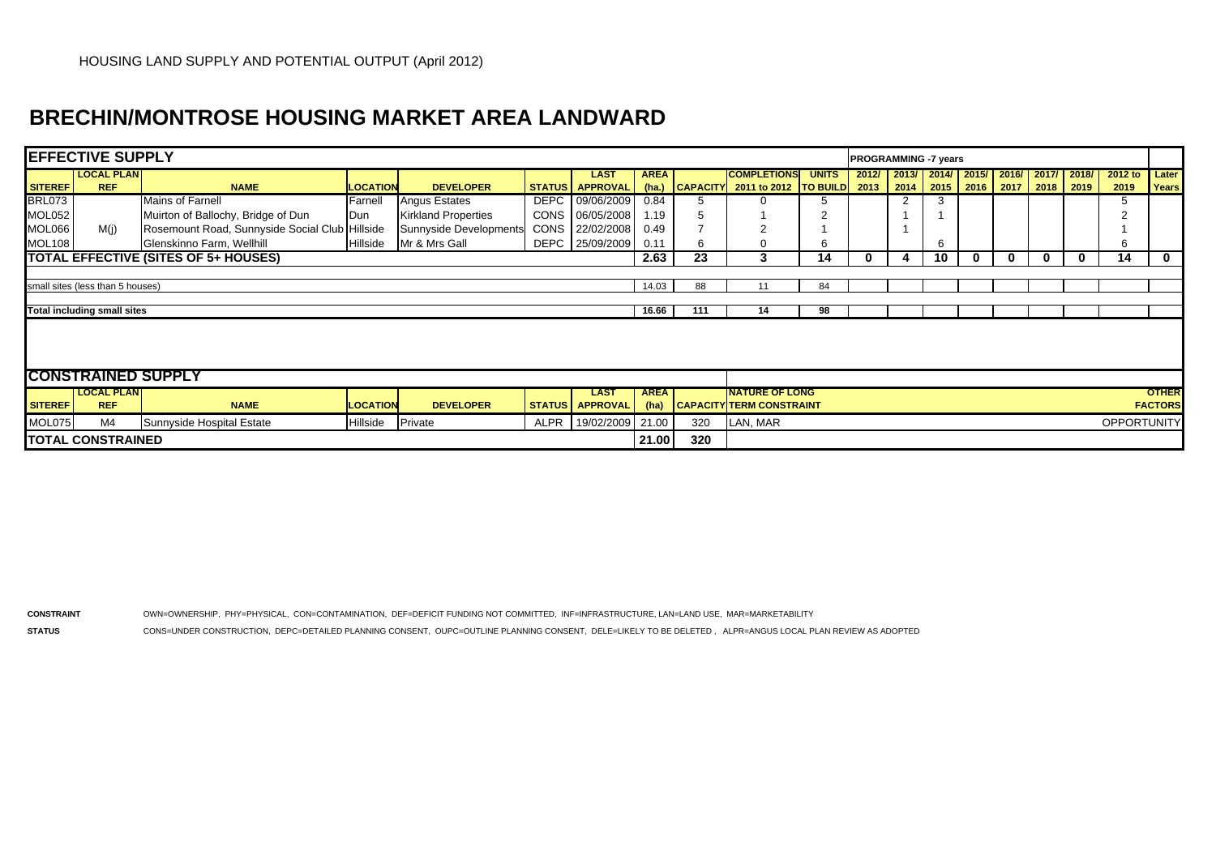HOUSING LAND SUPPLY AND POTENTIAL OUTPUT (April 2012)

# BRECHIN/MONTROSE HOUSING MARKET AREA LANDWARD

## EFFECTIVE SUPPLY

| SITEREF | LOCAL PLAN REF | NAME | LOCATION | DEVELOPER | STATUS | LAST APPROVAL | AREA (ha.) | CAPACITY | COMPLETIONS 2011 to 2012 | UNITS TO BUILD | 2012/ 2013 | 2013/ 2014 | 2014/ 2015 | 2015/ 2016 | 2016/ 2017 | 2017/ 2018 | 2018/ 2019 | 2012 to 2019 | Later Years |
|---|---|---|---|---|---|---|---|---|---|---|---|---|---|---|---|---|---|---|---|
| | | | | | | | | | | | PROGRAMMING -7 years | | | | | | | | |
| BRL073 | | Mains of Farnell | Farnell | Angus Estates | DEPC | 09/06/2009 | 0.84 | 5 | 0 | 5 | | 2 | 3 | | | | | 5 | |
| MOL052 | | Muirton of Ballochy, Bridge of Dun | Dun | Kirkland Properties | CONS | 06/05/2008 | 1.19 | 5 | 1 | 2 | | 1 | 1 | | | | | 2 | |
| MOL066 | M(j) | Rosemount Road, Sunnyside Social Club | Hillside | Sunnyside Developments | CONS | 22/02/2008 | 0.49 | 7 | 2 | 1 | | 1 | | | | | | 1 | |
| MOL108 | | Glenskinno Farm, Wellhill | Hillside | Mr & Mrs Gall | DEPC | 25/09/2009 | 0.11 | 6 | 0 | 6 | | | 6 | | | | | 6 | |
| **TOTAL EFFECTIVE (SITES OF 5+ HOUSES)** | | | | | | | **2.63** | **23** | **3** | **14** | **0** | **4** | **10** | **0** | **0** | **0** | **0** | **14** | **0** |
| small sites (less than 5 houses) | | | | | | | 14.03 | 88 | 11 | 84 | | | | | | | | | |
| **Total including small sites** | | | | | | | **16.66** | **111** | **14** | **98** | | | | | | | | | |

## CONSTRAINED SUPPLY

| SITEREF | LOCAL PLAN REF | NAME | LOCATION | DEVELOPER | STATUS | LAST APPROVAL | AREA (ha) | CAPACITY | NATURE OF LONG TERM CONSTRAINT | OTHER FACTORS |
|---|---|---|---|---|---|---|---|---|---|---|
| MOL075 | M4 | Sunnyside Hospital Estate | Hillside | Private | ALPR | 19/02/2009 | 21.00 | 320 | LAN, MAR | OPPORTUNITY |
| **TOTAL CONSTRAINED** | | | | | | | **21.00** | **320** | | |

**CONSTRAINT** OWN=OWNERSHIP, PHY=PHYSICAL, CON=CONTAMINATION, DEF=DEFICIT FUNDING NOT COMMITTED, INF=INFRASTRUCTURE, LAN=LAND USE, MAR=MARKETABILITY

**STATUS** CONS=UNDER CONSTRUCTION, DEPC=DETAILED PLANNING CONSENT, OUPC=OUTLINE PLANNING CONSENT, DELE=LIKELY TO BE DELETED , ALPR=ANGUS LOCAL PLAN REVIEW AS ADOPTED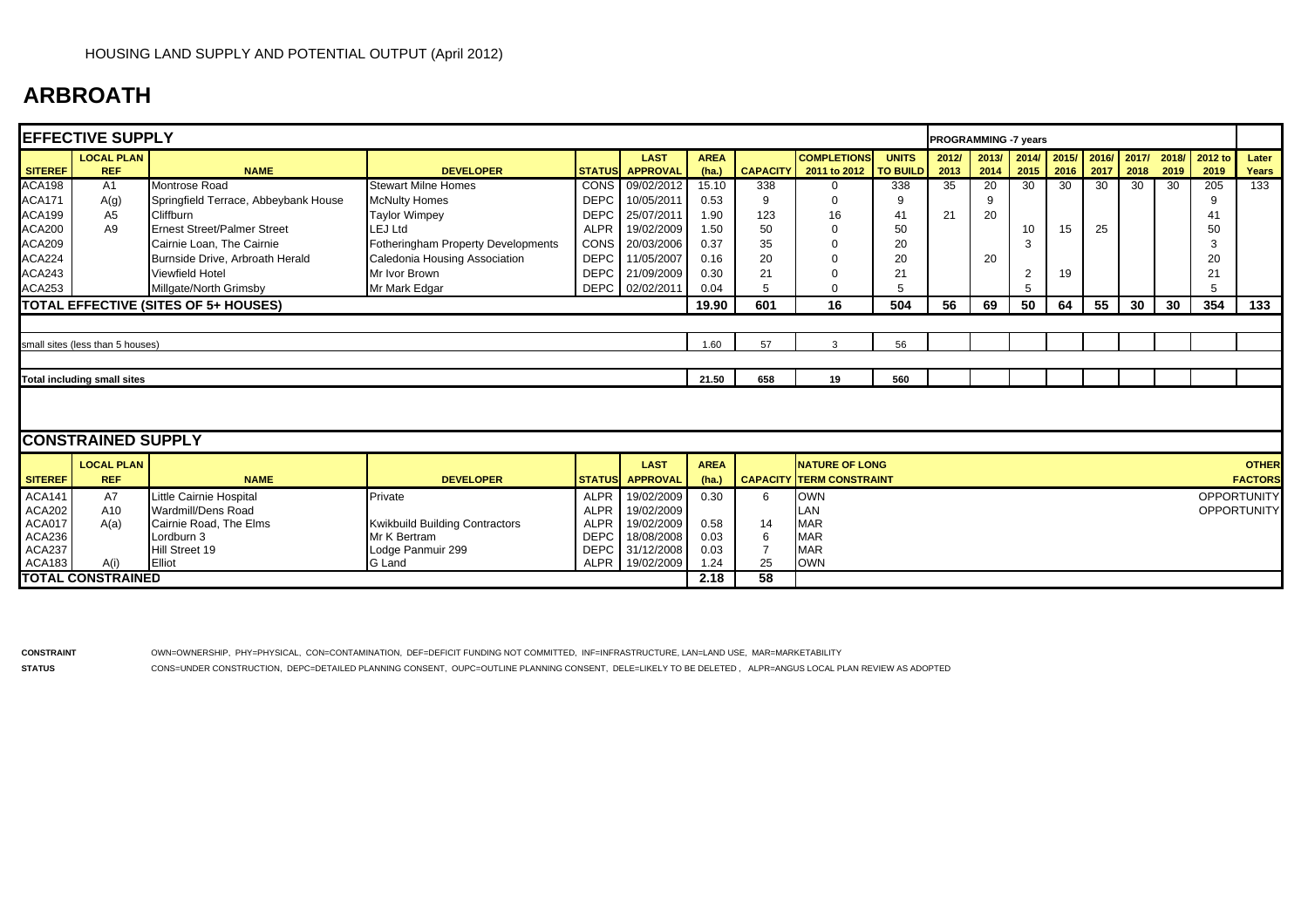HOUSING LAND SUPPLY AND POTENTIAL OUTPUT (April 2012)

# ARBROATH

## EFFECTIVE SUPPLY

| SITEREF | LOCAL PLAN REF | NAME | DEVELOPER | STATUS | LAST APPROVAL | AREA (ha.) | CAPACITY | COMPLETIONS 2011 to 2012 | UNITS TO BUILD | 2012/2013 | 2013/2014 | 2014/2015 | 2015/2016 | 2016/2017 | 2017/2018 | 2018/2019 | 2012 to 2019 | Later Years |
|---|---|---|---|---|---|---|---|---|---|---|---|---|---|---|---|---|---|---|
| | | | | | | | | | | PROGRAMMING -7 years | | | | | | | | |
| ACA198 | A1 | Montrose Road | Stewart Milne Homes | CONS | 09/02/2012 | 15.10 | 338 | 0 | 338 | 35 | 20 | 30 | 30 | 30 | 30 | 30 | 205 | 133 |
| ACA171 | A(g) | Springfield Terrace, Abbeybank House | McNulty Homes | DEPC | 10/05/2011 | 0.53 | 9 | 0 | 9 | | 9 | | | | | | 9 | |
| ACA199 | A5 | Cliffburn | Taylor Wimpey | DEPC | 25/07/2011 | 1.90 | 123 | 16 | 41 | 21 | 20 | | | | | | 41 | |
| ACA200 | A9 | Ernest Street/Palmer Street | LEJ Ltd | ALPR | 19/02/2009 | 1.50 | 50 | 0 | 50 | | | 10 | 15 | 25 | | | 50 | |
| ACA209 | | Cairnie Loan, The Cairnie | Fotheringham Property Developments | CONS | 20/03/2006 | 0.37 | 35 | 0 | 20 | | | 3 | | | | | 3 | |
| ACA224 | | Burnside Drive, Arbroath Herald | Caledonia Housing Association | DEPC | 11/05/2007 | 0.16 | 20 | 0 | 20 | | 20 | | | | | | 20 | |
| ACA243 | | Viewfield Hotel | Mr Ivor Brown | DEPC | 21/09/2009 | 0.30 | 21 | 0 | 21 | | | 2 | 19 | | | | 21 | |
| ACA253 | | Millgate/North Grimsby | Mr Mark Edgar | DEPC | 02/02/2011 | 0.04 | 5 | 0 | 5 | | | 5 | | | | | 5 | |
| **TOTAL EFFECTIVE (SITES OF 5+ HOUSES)** | | | | | | **19.90** | **601** | **16** | **504** | **56** | **69** | **50** | **64** | **55** | **30** | **30** | **354** | **133** |
| small sites (less than 5 houses) | | | | | | 1.60 | 57 | 3 | 56 | | | | | | | | | |
| **Total including small sites** | | | | | | **21.50** | **658** | **19** | **560** | | | | | | | | | |

## CONSTRAINED SUPPLY

| SITEREF | LOCAL PLAN REF | NAME | DEVELOPER | STATUS | LAST APPROVAL | AREA (ha.) | CAPACITY | NATURE OF LONG TERM CONSTRAINT | OTHER FACTORS |
|---|---|---|---|---|---|---|---|---|---|
| ACA141 | A7 | Little Cairnie Hospital | Private | ALPR | 19/02/2009 | 0.30 | 6 | OWN | OPPORTUNITY |
| ACA202 | A10 | Wardmill/Dens Road | | ALPR | 19/02/2009 | | | LAN | OPPORTUNITY |
| ACA017 | A(a) | Cairnie Road, The Elms | Kwikbuild Building Contractors | ALPR | 19/02/2009 | 0.58 | 14 | MAR | |
| ACA236 | | Lordburn 3 | Mr K Bertram | DEPC | 18/08/2008 | 0.03 | 6 | MAR | |
| ACA237 | | Hill Street 19 | Lodge Panmuir 299 | DEPC | 31/12/2008 | 0.03 | 7 | MAR | |
| ACA183 | A(i) | Elliot | G Land | ALPR | 19/02/2009 | 1.24 | 25 | OWN | |
| **TOTAL CONSTRAINED** | | | | | | **2.18** | **58** | | |

**CONSTRAINT** OWN=OWNERSHIP, PHY=PHYSICAL, CON=CONTAMINATION, DEF=DEFICIT FUNDING NOT COMMITTED, INF=INFRASTRUCTURE, LAN=LAND USE, MAR=MARKETABILITY

**STATUS** CONS=UNDER CONSTRUCTION, DEPC=DETAILED PLANNING CONSENT, OUPC=OUTLINE PLANNING CONSENT, DELE=LIKELY TO BE DELETED , ALPR=ANGUS LOCAL PLAN REVIEW AS ADOPTED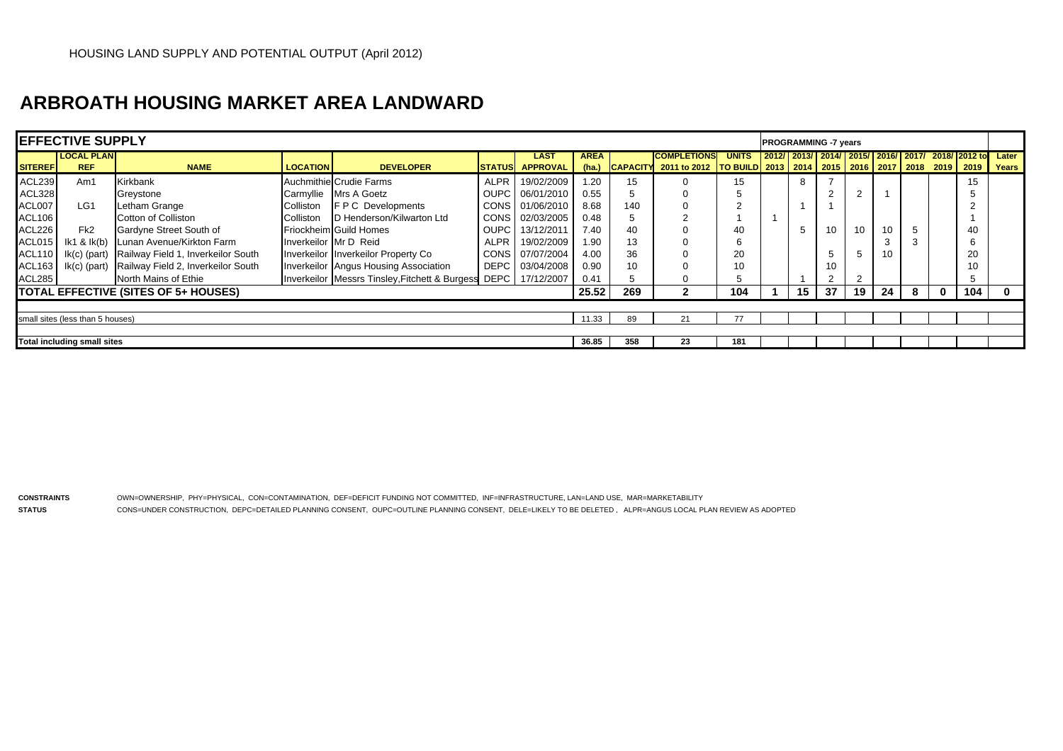HOUSING LAND SUPPLY AND POTENTIAL OUTPUT (April 2012)

# ARBROATH HOUSING MARKET AREA LANDWARD

| EFFECTIVE SUPPLY | | | | | | | | | | | | PROGRAMMING -7 years | | | | | | | | |
|---|---|---|---|---|---|---|---|---|---|---|---|---|---|---|---|---|---|---|---|---|
| SITEREF | LOCAL PLAN REF | NAME | LOCATION | DEVELOPER | STATUS | LAST APPROVAL | AREA (ha.) | CAPACITY | COMPLETIONS 2011 to 2012 | UNITS TO BUILD | 2012/ 2013 | 2013/ 2014 | 2014/ 2015 | 2015/ 2016 | 2016/ 2017 | 2017/ 2018 | 2018/ 2019 | 2012 to 2019 | Later Years |
| ACL239 | Am1 | Kirkbank | Auchmithie | Crudie Farms | ALPR | 19/02/2009 | 1.20 | 15 | 0 | 15 | | 8 | 7 | | | | | 15 | |
| ACL328 | | Greystone | Carmyllie | Mrs A Goetz | OUPC | 06/01/2010 | 0.55 | 5 | 0 | 5 | | | 2 | 2 | 1 | | | 5 | |
| ACL007 | LG1 | Letham Grange | Colliston | F P C Developments | CONS | 01/06/2010 | 8.68 | 140 | 0 | 2 | | 1 | 1 | | | | | 2 | |
| ACL106 | | Cotton of Colliston | Colliston | D Henderson/Kilwarton Ltd | CONS | 02/03/2005 | 0.48 | 5 | 2 | 1 | 1 | | | | | | | 1 | |
| ACL226 | Fk2 | Gardyne Street South of | Friockheim | Guild Homes | OUPC | 13/12/2011 | 7.40 | 40 | 0 | 40 | | 5 | 10 | 10 | 10 | 5 | | 40 | |
| ACL015 | Ik1 & Ik(b) | Lunan Avenue/Kirkton Farm | Inverkeilor | Mr D Reid | ALPR | 19/02/2009 | 1.90 | 13 | 0 | 6 | | | | | 3 | 3 | | 6 | |
| ACL110 | Ik(c) (part) | Railway Field 1, Inverkeilor South | Inverkeilor | Inverkeilor Property Co | CONS | 07/07/2004 | 4.00 | 36 | 0 | 20 | | | 5 | 5 | 10 | | | 20 | |
| ACL163 | Ik(c) (part) | Railway Field 2, Inverkeilor South | Inverkeilor | Angus Housing Association | DEPC | 03/04/2008 | 0.90 | 10 | 0 | 10 | | | 10 | | | | | 10 | |
| ACL285 | | North Mains of Ethie | Inverkeilor | Messrs Tinsley,Fitchett & Burgess | DEPC | 17/12/2007 | 0.41 | 5 | 0 | 5 | | 1 | 2 | 2 | | | | 5 | |
| **TOTAL EFFECTIVE (SITES OF 5+ HOUSES)** | | | | | | | **25.52** | **269** | **2** | **104** | **1** | **15** | **37** | **19** | **24** | **8** | **0** | **104** | **0** |
| small sites (less than 5 houses) | | | | | | | 11.33 | 89 | 21 | 77 | | | | | | | | | |
| **Total including small sites** | | | | | | | **36.85** | **358** | **23** | **181** | | | | | | | | | |

**CONSTRAINTS** OWN=OWNERSHIP, PHY=PHYSICAL, CON=CONTAMINATION, DEF=DEFICIT FUNDING NOT COMMITTED, INF=INFRASTRUCTURE, LAN=LAND USE, MAR=MARKETABILITY

**STATUS** CONS=UNDER CONSTRUCTION, DEPC=DETAILED PLANNING CONSENT, OUPC=OUTLINE PLANNING CONSENT, DELE=LIKELY TO BE DELETED , ALPR=ANGUS LOCAL PLAN REVIEW AS ADOPTED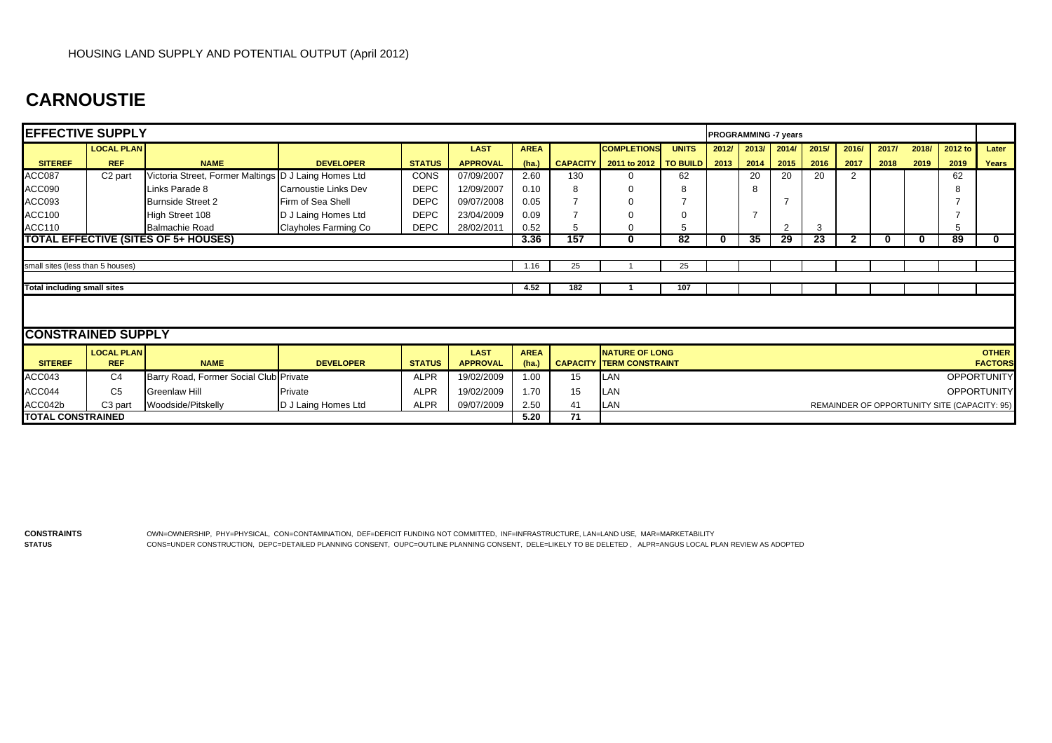HOUSING LAND SUPPLY AND POTENTIAL OUTPUT (April 2012)

# CARNOUSTIE

## EFFECTIVE SUPPLY

| SITEREF | LOCAL PLAN REF | NAME | DEVELOPER | STATUS | LAST APPROVAL | AREA (ha.) | CAPACITY | COMPLETIONS 2011 to 2012 | UNITS TO BUILD | 2012/ 2013 | 2013/ 2014 | 2014/ 2015 | 2015/ 2016 | 2016/ 2017 | 2017/ 2018 | 2018/ 2019 | 2012 to 2019 | Later Years |
|---|---|---|---|---|---|---|---|---|---|---|---|---|---|---|---|---|---|---|
| | | | | | | | | | | PROGRAMMING -7 years | | | | | | | | |
| ACC087 | C2 part | Victoria Street, Former Maltings | D J Laing Homes Ltd | CONS | 07/09/2007 | 2.60 | 130 | 0 | 62 | | 20 | 20 | 20 | 2 | | | 62 | |
| ACC090 | | Links Parade 8 | Carnoustie Links Dev | DEPC | 12/09/2007 | 0.10 | 8 | 0 | 8 | | 8 | | | | | | 8 | |
| ACC093 | | Burnside Street 2 | Firm of Sea Shell | DEPC | 09/07/2008 | 0.05 | 7 | 0 | 7 | | | 7 | | | | | 7 | |
| ACC100 | | High Street 108 | D J Laing Homes Ltd | DEPC | 23/04/2009 | 0.09 | 7 | 0 | 0 | | 7 | | | | | | 7 | |
| ACC110 | | Balmachie Road | Clayholes Farming Co | DEPC | 28/02/2011 | 0.52 | 5 | 0 | 5 | | | 2 | 3 | | | | 5 | |
| **TOTAL EFFECTIVE (SITES OF 5+ HOUSES)** | | | | | | **3.36** | **157** | **0** | **82** | **0** | **35** | **29** | **23** | **2** | **0** | **0** | **89** | **0** |
| small sites (less than 5 houses) | | | | | | 1.16 | 25 | 1 | 25 | | | | | | | | | |
| **Total including small sites** | | | | | | **4.52** | **182** | **1** | **107** | | | | | | | | | |

## CONSTRAINED SUPPLY

| SITEREF | LOCAL PLAN REF | NAME | DEVELOPER | STATUS | LAST APPROVAL | AREA (ha.) | CAPACITY | NATURE OF LONG TERM CONSTRAINT | OTHER FACTORS |
|---|---|---|---|---|---|---|---|---|---|
| ACC043 | C4 | Barry Road, Former Social Club | Private | ALPR | 19/02/2009 | 1.00 | 15 | LAN | OPPORTUNITY |
| ACC044 | C5 | Greenlaw Hill | Private | ALPR | 19/02/2009 | 1.70 | 15 | LAN | OPPORTUNITY |
| ACC042b | C3 part | Woodside/Pitskelly | D J Laing Homes Ltd | ALPR | 09/07/2009 | 2.50 | 41 | LAN | REMAINDER OF OPPORTUNITY SITE (CAPACITY: 95) |
| **TOTAL CONSTRAINED** | | | | | | **5.20** | **71** | | |

**CONSTRAINTS** OWN=OWNERSHIP, PHY=PHYSICAL, CON=CONTAMINATION, DEF=DEFICIT FUNDING NOT COMMITTED, INF=INFRASTRUCTURE, LAN=LAND USE, MAR=MARKETABILITY

**STATUS** CONS=UNDER CONSTRUCTION, DEPC=DETAILED PLANNING CONSENT, OUPC=OUTLINE PLANNING CONSENT, DELE=LIKELY TO BE DELETED , ALPR=ANGUS LOCAL PLAN REVIEW AS ADOPTED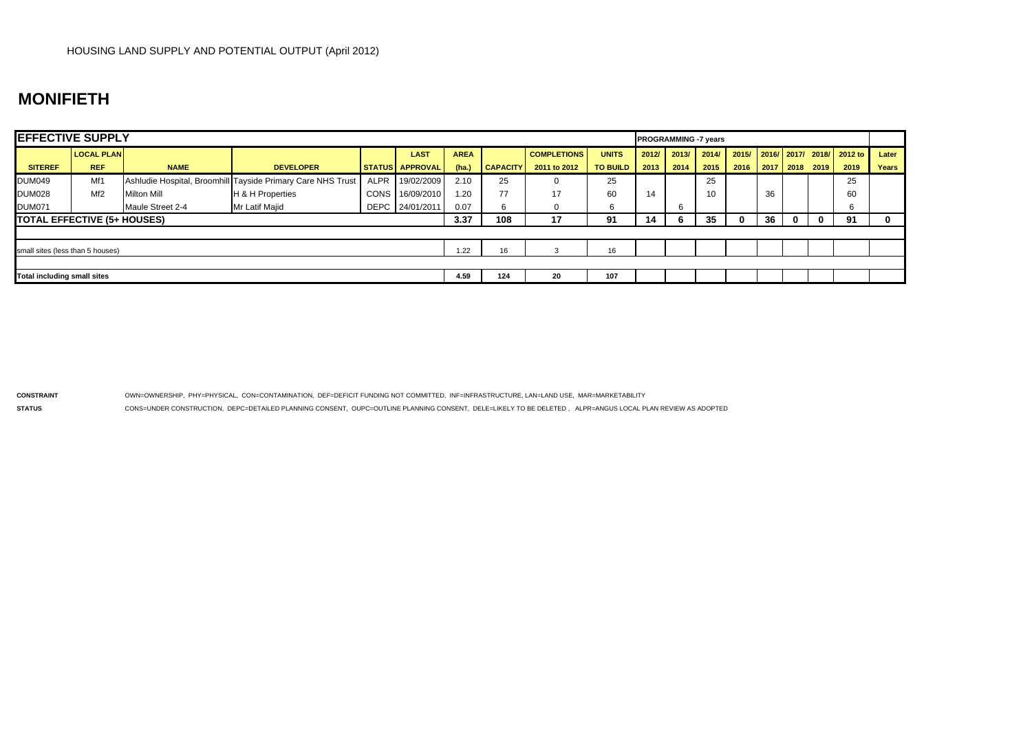HOUSING LAND SUPPLY AND POTENTIAL OUTPUT (April 2012)

# MONIFIETH

| EFFECTIVE SUPPLY | | | | | | | | | | PROGRAMMING -7 years | | | | | | | | |
|---|---|---|---|---|---|---|---|---|---|---|---|---|---|---|---|---|---|---|
| SITEREF | LOCAL PLAN REF | NAME | DEVELOPER | STATUS | LAST APPROVAL | AREA (ha.) | CAPACITY | COMPLETIONS 2011 to 2012 | UNITS TO BUILD | 2012/ 2013 | 2013/ 2014 | 2014/ 2015 | 2015/ 2016 | 2016/ 2017 | 2017/ 2018 | 2018/ 2019 | 2012 to 2019 | Later Years |
| DUM049 | Mf1 | Ashludie Hospital, Broomhill | Tayside Primary Care NHS Trust | ALPR | 19/02/2009 | 2.10 | 25 | 0 | 25 | | | 25 | | | | | 25 | |
| DUM028 | Mf2 | Milton Mill | H & H Properties | CONS | 16/09/2010 | 1.20 | 77 | 17 | 60 | 14 | | 10 | | 36 | | | 60 | |
| DUM071 | | Maule Street 2-4 | Mr Latif Majid | DEPC | 24/01/2011 | 0.07 | 6 | 0 | 6 | | 6 | | | | | | 6 | |
| **TOTAL EFFECTIVE (5+ HOUSES)** | | | | | | **3.37** | **108** | **17** | **91** | **14** | **6** | **35** | **0** | **36** | **0** | **0** | **91** | **0** |
| small sites (less than 5 houses) | | | | | | 1.22 | 16 | 3 | 16 | | | | | | | | | |
| **Total including small sites** | | | | | | **4.59** | **124** | **20** | **107** | | | | | | | | | |

**CONSTRAINT** OWN=OWNERSHIP, PHY=PHYSICAL, CON=CONTAMINATION, DEF=DEFICIT FUNDING NOT COMMITTED, INF=INFRASTRUCTURE, LAN=LAND USE, MAR=MARKETABILITY

**STATUS** CONS=UNDER CONSTRUCTION, DEPC=DETAILED PLANNING CONSENT, OUPC=OUTLINE PLANNING CONSENT, DELE=LIKELY TO BE DELETED , ALPR=ANGUS LOCAL PLAN REVIEW AS ADOPTED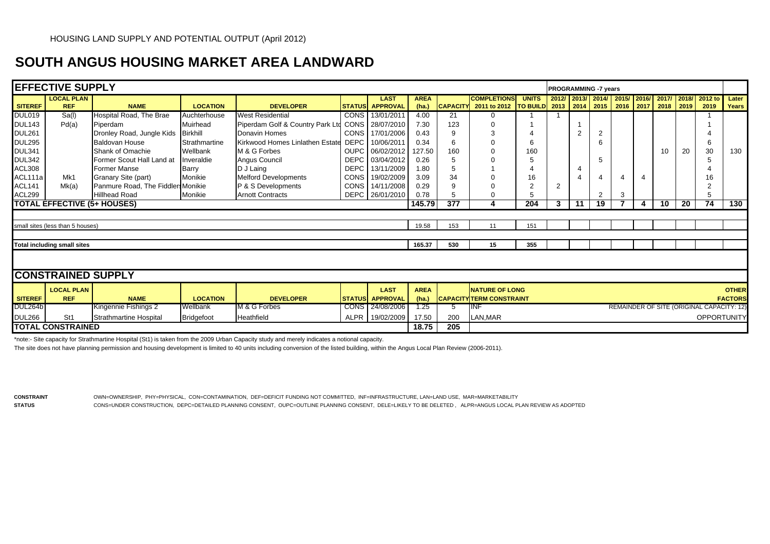HOUSING LAND SUPPLY AND POTENTIAL OUTPUT (April 2012)

# SOUTH ANGUS HOUSING MARKET AREA LANDWARD

## EFFECTIVE SUPPLY

| SITEREF | LOCAL PLAN REF | NAME | LOCATION | DEVELOPER | STATUS | LAST APPROVAL | AREA (ha.) | CAPACITY | COMPLETIONS 2011 to 2012 | UNITS TO BUILD | PROGRAMMING -7 years 2012/ 2013 | 2013/ 2014 | 2014/ 2015 | 2015/ 2016 | 2016/ 2017 | 2017/ 2018 | 2018/ 2019 | 2012 to 2019 | Later Years |
|---|---|---|---|---|---|---|---|---|---|---|---|---|---|---|---|---|---|---|---|
| DUL019 | Sa(l) | Hospital Road, The Brae | Auchterhouse | West Residential | CONS | 13/01/2011 | 4.00 | 21 | 0 | 1 | 1 | | | | | | | 1 | |
| DUL143 | Pd(a) | Piperdam | Muirhead | Piperdam Golf & Country Park Ltd | CONS | 28/07/2010 | 7.30 | 123 | 0 | 1 | | 1 | | | | | | 1 | |
| DUL261 | | Dronley Road, Jungle Kids | Birkhill | Donavin Homes | CONS | 17/01/2006 | 0.43 | 9 | 3 | 4 | | 2 | 2 | | | | | 4 | |
| DUL295 | | Baldovan House | Strathmartine | Kirkwood Homes Linlathen Estate | DEPC | 10/06/2011 | 0.34 | 6 | 0 | 6 | | | 6 | | | | | 6 | |
| DUL341 | | Shank of Omachie | Wellbank | M & G Forbes | OUPC | 06/02/2012 | 127.50 | 160 | 0 | 160 | | | | | | 10 | 20 | 30 | 130 |
| DUL342 | | Former Scout Hall Land at | Inveraldie | Angus Council | DEPC | 03/04/2012 | 0.26 | 5 | 0 | 5 | | | 5 | | | | | 5 | |
| ACL308 | | Former Manse | Barry | D J Laing | DEPC | 13/11/2009 | 1.80 | 5 | 1 | 4 | | 4 | | | | | | 4 | |
| ACL111a | Mk1 | Granary Site (part) | Monikie | Melford Developments | CONS | 19/02/2009 | 3.09 | 34 | 0 | 16 | | 4 | 4 | 4 | 4 | | | 16 | |
| ACL141 | Mk(a) | Panmure Road, The Fiddlers | Monikie | P & S Developments | CONS | 14/11/2008 | 0.29 | 9 | 0 | 2 | 2 | | | | | | | 2 | |
| ACL299 | | Hillhead Road | Monikie | Arnott Contracts | DEPC | 26/01/2010 | 0.78 | 5 | 0 | 5 | | | 2 | 3 | | | | 5 | |
| **TOTAL EFFECTIVE (5+ HOUSES)** | | | | | | | **145.79** | **377** | **4** | **204** | **3** | **11** | **19** | **7** | **4** | **10** | **20** | **74** | **130** |
| small sites (less than 5 houses) | | | | | | | 19.58 | 153 | 11 | 151 | | | | | | | | | |
| **Total including small sites** | | | | | | | **165.37** | **530** | **15** | **355** | | | | | | | | | |

## CONSTRAINED SUPPLY

| SITEREF | LOCAL PLAN REF | NAME | LOCATION | DEVELOPER | STATUS | LAST APPROVAL | AREA (ha.) | CAPACITY | NATURE OF LONG TERM CONSTRAINT | OTHER FACTORS |
|---|---|---|---|---|---|---|---|---|---|---|
| DUL264b | | Kingennie Fishings 2 | Wellbank | M & G Forbes | CONS | 24/08/2006 | 1.25 | 5 | INF | REMAINDER OF SITE (ORIGINAL CAPACITY: 12) |
| DUL266 | St1 | Strathmartine Hospital | Bridgefoot | Heathfield | ALPR | 19/02/2009 | 17.50 | 200 | LAN,MAR | OPPORTUNITY |
| **TOTAL CONSTRAINED** | | | | | | | **18.75** | **205** | | |

*note:- Site capacity for Strathmartine Hospital (St1) is taken from the 2009 Urban Capacity study and merely indicates a notional capacity.
The site does not have planning permission and housing development is limited to 40 units including conversion of the listed building, within the Angus Local Plan Review (2006-2011).

**CONSTRAINT** OWN=OWNERSHIP, PHY=PHYSICAL, CON=CONTAMINATION, DEF=DEFICIT FUNDING NOT COMMITTED, INF=INFRASTRUCTURE, LAN=LAND USE, MAR=MARKETABILITY

**STATUS** CONS=UNDER CONSTRUCTION, DEPC=DETAILED PLANNING CONSENT, OUPC=OUTLINE PLANNING CONSENT, DELE=LIKELY TO BE DELETED , ALPR=ANGUS LOCAL PLAN REVIEW AS ADOPTED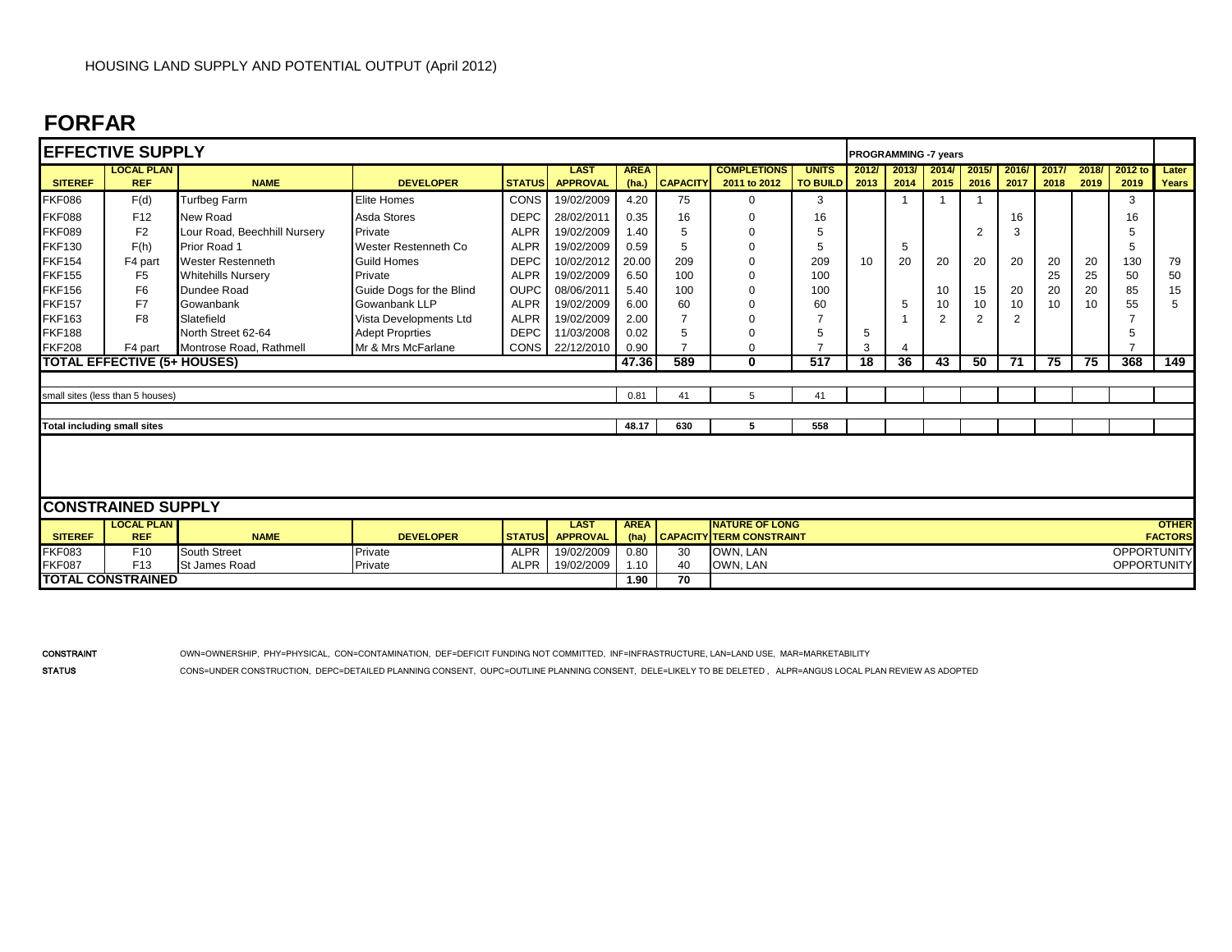HOUSING LAND SUPPLY AND POTENTIAL OUTPUT (April 2012)

# FORFAR

## EFFECTIVE SUPPLY

| SITEREF | LOCAL PLAN REF | NAME | DEVELOPER | STATUS | LAST APPROVAL | AREA (ha.) | CAPACITY | COMPLETIONS 2011 to 2012 | UNITS TO BUILD | PROGRAMMING -7 years 2012/ 2013 | 2013/ 2014 | 2014/ 2015 | 2015/ 2016 | 2016/ 2017 | 2017/ 2018 | 2018/ 2019 | 2012 to 2019 | Later Years |
|---|---|---|---|---|---|---|---|---|---|---|---|---|---|---|---|---|---|---|
| FKF086 | F(d) | Turfbeg Farm | Elite Homes | CONS | 19/02/2009 | 4.20 | 75 | 0 | 3 | | 1 | 1 | 1 | | | | 3 | |
| FKF088 | F12 | New Road | Asda Stores | DEPC | 28/02/2011 | 0.35 | 16 | 0 | 16 | | | | | 16 | | | 16 | |
| FKF089 | F2 | Lour Road, Beechhill Nursery | Private | ALPR | 19/02/2009 | 1.40 | 5 | 0 | 5 | | | | 2 | 3 | | | 5 | |
| FKF130 | F(h) | Prior Road 1 | Wester Restenneth Co | ALPR | 19/02/2009 | 0.59 | 5 | 0 | 5 | | 5 | | | | | | 5 | |
| FKF154 | F4 part | Wester Restenneth | Guild Homes | DEPC | 10/02/2012 | 20.00 | 209 | 0 | 209 | 10 | 20 | 20 | 20 | 20 | 20 | 20 | 130 | 79 |
| FKF155 | F5 | Whitehills Nursery | Private | ALPR | 19/02/2009 | 6.50 | 100 | 0 | 100 | | | | | | 25 | 25 | 50 | 50 |
| FKF156 | F6 | Dundee Road | Guide Dogs for the Blind | OUPC | 08/06/2011 | 5.40 | 100 | 0 | 100 | | | 10 | 15 | 20 | 20 | 20 | 85 | 15 |
| FKF157 | F7 | Gowanbank | Gowanbank LLP | ALPR | 19/02/2009 | 6.00 | 60 | 0 | 60 | | 5 | 10 | 10 | 10 | 10 | 10 | 55 | 5 |
| FKF163 | F8 | Slatefield | Vista Developments Ltd | ALPR | 19/02/2009 | 2.00 | 7 | 0 | 7 | | 1 | 2 | 2 | 2 | | | 7 | |
| FKF188 | | North Street 62-64 | Adept Proprties | DEPC | 11/03/2008 | 0.02 | 5 | 0 | 5 | 5 | | | | | | | 5 | |
| FKF208 | F4 part | Montrose Road, Rathmell | Mr & Mrs McFarlane | CONS | 22/12/2010 | 0.90 | 7 | 0 | 7 | 3 | 4 | | | | | | 7 | |
| **TOTAL EFFECTIVE (5+ HOUSES)** | | | | | | **47.36** | **589** | **0** | **517** | **18** | **36** | **43** | **50** | **71** | **75** | **75** | **368** | **149** |
| small sites (less than 5 houses) | | | | | | 0.81 | 41 | 5 | 41 | | | | | | | | | |
| **Total including small sites** | | | | | | **48.17** | **630** | **5** | **558** | | | | | | | | | |

## CONSTRAINED SUPPLY

| SITEREF | LOCAL PLAN REF | NAME | DEVELOPER | STATUS | LAST APPROVAL | AREA (ha) | CAPACITY | NATURE OF LONG TERM CONSTRAINT | OTHER FACTORS |
|---|---|---|---|---|---|---|---|---|---|
| FKF083 | F10 | South Street | Private | ALPR | 19/02/2009 | 0.80 | 30 | OWN, LAN | OPPORTUNITY |
| FKF087 | F13 | St James Road | Private | ALPR | 19/02/2009 | 1.10 | 40 | OWN, LAN | OPPORTUNITY |
| **TOTAL CONSTRAINED** | | | | | | **1.90** | **70** | | |

**CONSTRAINT** OWN=OWNERSHIP, PHY=PHYSICAL, CON=CONTAMINATION, DEF=DEFICIT FUNDING NOT COMMITTED, INF=INFRASTRUCTURE, LAN=LAND USE, MAR=MARKETABILITY

**STATUS** CONS=UNDER CONSTRUCTION, DEPC=DETAILED PLANNING CONSENT, OUPC=OUTLINE PLANNING CONSENT, DELE=LIKELY TO BE DELETED , ALPR=ANGUS LOCAL PLAN REVIEW AS ADOPTED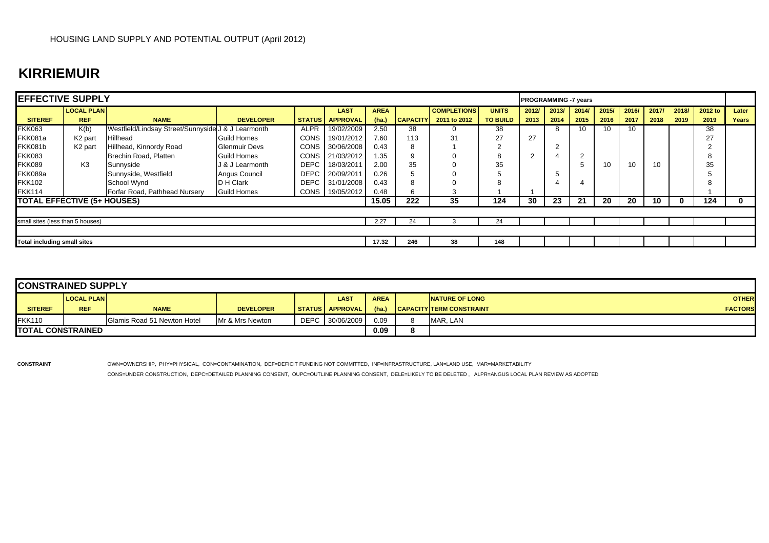HOUSING LAND SUPPLY AND POTENTIAL OUTPUT (April 2012)

# KIRRIEMUIR

| EFFECTIVE SUPPLY | | | | | | | | | | PROGRAMMING -7 years | | | | | | | | | |
|---|---|---|---|---|---|---|---|---|---|---|---|---|---|---|---|---|---|---|---|
| SITEREF | LOCAL PLAN REF | NAME | DEVELOPER | STATUS | LAST APPROVAL | AREA (ha.) | CAPACITY | COMPLETIONS 2011 to 2012 | UNITS TO BUILD | 2012/ 2013 | 2013/ 2014 | 2014/ 2015 | 2015/ 2016 | 2016/ 2017 | 2017/ 2018 | 2018/ 2019 | 2012 to 2019 | Later Years |
| FKK063 | K(b) | Westfield/Lindsay Street/Sunnyside | J & J Learmonth | ALPR | 19/02/2009 | 2.50 | 38 | 0 | 38 | | 8 | 10 | 10 | 10 | | | 38 | |
| FKK081a | K2 part | Hillhead | Guild Homes | CONS | 19/01/2012 | 7.60 | 113 | 31 | 27 | 27 | | | | | | | 27 | |
| FKK081b | K2 part | Hillhead, Kinnordy Road | Glenmuir Devs | CONS | 30/06/2008 | 0.43 | 8 | 1 | 2 | | 2 | | | | | | 2 | |
| FKK083 | | Brechin Road, Platten | Guild Homes | CONS | 21/03/2012 | 1.35 | 9 | 0 | 8 | 2 | 4 | 2 | | | | | 8 | |
| FKK089 | K3 | Sunnyside | J & J Learmonth | DEPC | 18/03/2011 | 2.00 | 35 | 0 | 35 | | | 5 | 10 | 10 | 10 | | 35 | |
| FKK089a | | Sunnyside, Westfield | Angus Council | DEPC | 20/09/2011 | 0.26 | 5 | 0 | 5 | | 5 | | | | | | 5 | |
| FKK102 | | School Wynd | D H Clark | DEPC | 31/01/2008 | 0.43 | 8 | 0 | 8 | | 4 | 4 | | | | | 8 | |
| FKK114 | | Forfar Road, Pathhead Nursery | Guild Homes | CONS | 19/05/2012 | 0.48 | 6 | 3 | 1 | 1 | | | | | | | 1 | |
| **TOTAL EFFECTIVE (5+ HOUSES)** | | | | | | **15.05** | **222** | **35** | **124** | **30** | **23** | **21** | **20** | **20** | **10** | **0** | **124** | **0** |
| small sites (less than 5 houses) | | | | | | 2.27 | 24 | 3 | 24 | | | | | | | | | |
| **Total including small sites** | | | | | | **17.32** | **246** | **38** | **148** | | | | | | | | | |

| CONSTRAINED SUPPLY | | | | | | | | | |
|---|---|---|---|---|---|---|---|---|---|
| SITEREF | LOCAL PLAN REF | NAME | DEVELOPER | STATUS | LAST APPROVAL | AREA (ha.) | CAPACITY | NATURE OF LONG TERM CONSTRAINT | OTHER FACTORS |
| FKK110 | | Glamis Road 51 Newton Hotel | Mr & Mrs Newton | DEPC | 30/06/2009 | 0.09 | 8 | MAR, LAN | |
| **TOTAL CONSTRAINED** | | | | | | **0.09** | **8** | | |

**CONSTRAINT** OWN=OWNERSHIP, PHY=PHYSICAL, CON=CONTAMINATION, DEF=DEFICIT FUNDING NOT COMMITTED, INF=INFRASTRUCTURE, LAN=LAND USE, MAR=MARKETABILITY

CONS=UNDER CONSTRUCTION, DEPC=DETAILED PLANNING CONSENT, OUPC=OUTLINE PLANNING CONSENT, DELE=LIKELY TO BE DELETED , ALPR=ANGUS LOCAL PLAN REVIEW AS ADOPTED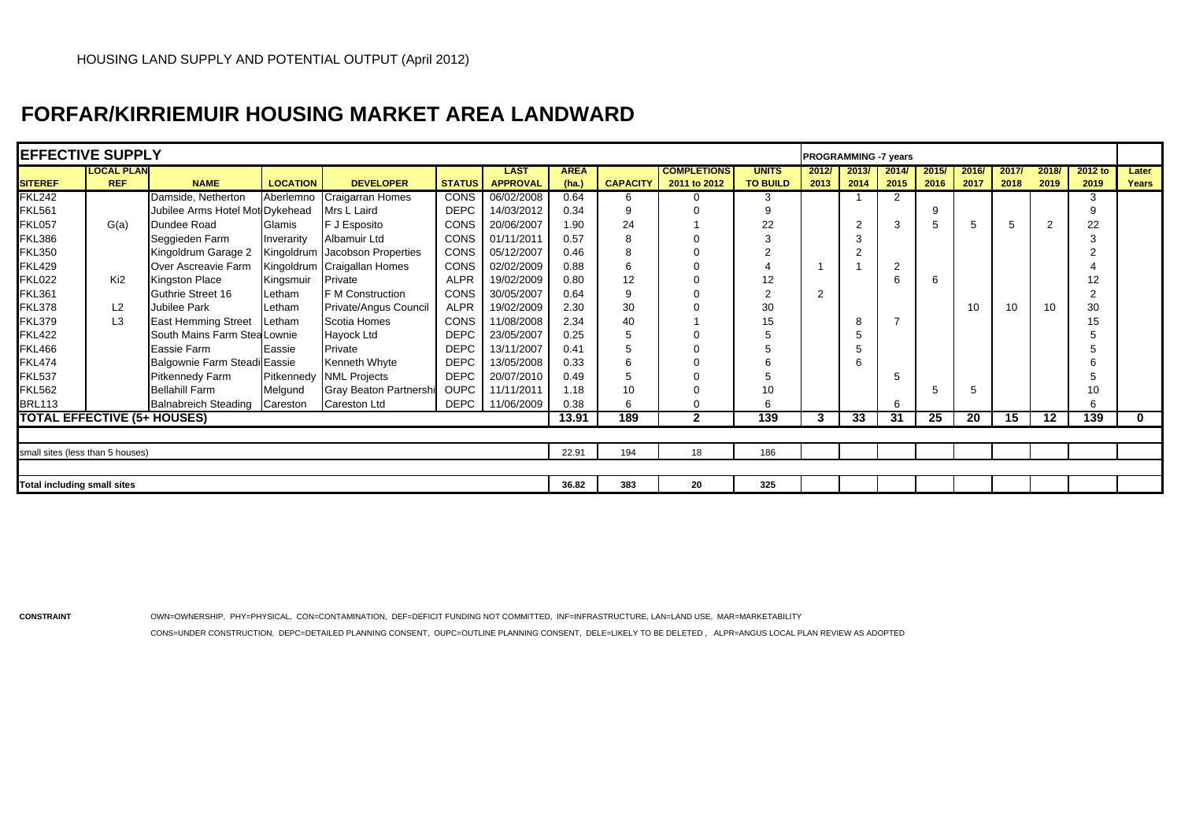HOUSING LAND SUPPLY AND POTENTIAL OUTPUT (April 2012)

# FORFAR/KIRRIEMUIR HOUSING MARKET AREA LANDWARD

| EFFECTIVE SUPPLY | | | | | | | | | | | PROGRAMMING -7 years | | | | | | | | |
|---|---|---|---|---|---|---|---|---|---|---|---|---|---|---|---|---|---|---|---|
| SITEREF | LOCAL PLAN REF | NAME | LOCATION | DEVELOPER | STATUS | LAST APPROVAL | AREA (ha.) | CAPACITY | COMPLETIONS 2011 to 2012 | UNITS TO BUILD | 2012/ 2013 | 2013/ 2014 | 2014/ 2015 | 2015/ 2016 | 2016/ 2017 | 2017/ 2018 | 2018/ 2019 | 2012 to 2019 | Later Years |
| FKL242 | | Damside, Netherton | Aberlemno | Craigarran Homes | CONS | 06/02/2008 | 0.64 | 6 | 0 | 3 | | 1 | 2 | | | | | 3 | |
| FKL561 | | Jubilee Arms Hotel Mot | Dykehead | Mrs L Laird | DEPC | 14/03/2012 | 0.34 | 9 | 0 | 9 | | | | 9 | | | | 9 | |
| FKL057 | G(a) | Dundee Road | Glamis | F J Esposito | CONS | 20/06/2007 | 1.90 | 24 | 1 | 22 | | 2 | 3 | 5 | 5 | 5 | 2 | 22 | |
| FKL386 | | Seggieden Farm | Inverarity | Albamuir Ltd | CONS | 01/11/2011 | 0.57 | 8 | 0 | 3 | | 3 | | | | | | 3 | |
| FKL350 | | Kingoldrum Garage 2 | Kingoldrum | Jacobson Properties | CONS | 05/12/2007 | 0.46 | 8 | 0 | 2 | | 2 | | | | | | 2 | |
| FKL429 | | Over Ascreavie Farm | Kingoldrum | Craigallan Homes | CONS | 02/02/2009 | 0.88 | 6 | 0 | 4 | 1 | 1 | 2 | | | | | 4 | |
| FKL022 | Ki2 | Kingston Place | Kingsmuir | Private | ALPR | 19/02/2009 | 0.80 | 12 | 0 | 12 | | | 6 | 6 | | | | 12 | |
| FKL361 | | Guthrie Street 16 | Letham | F M Construction | CONS | 30/05/2007 | 0.64 | 9 | 0 | 2 | 2 | | | | | | | 2 | |
| FKL378 | L2 | Jubilee Park | Letham | Private/Angus Council | ALPR | 19/02/2009 | 2.30 | 30 | 0 | 30 | | | | | 10 | 10 | 10 | 30 | |
| FKL379 | L3 | East Hemming Street | Letham | Scotia Homes | CONS | 11/08/2008 | 2.34 | 40 | 1 | 15 | | 8 | 7 | | | | | 15 | |
| FKL422 | | South Mains Farm Stea | Lownie | Hayock Ltd | DEPC | 23/05/2007 | 0.25 | 5 | 0 | 5 | | 5 | | | | | | 5 | |
| FKL466 | | Eassie Farm | Eassie | Private | DEPC | 13/11/2007 | 0.41 | 5 | 0 | 5 | | 5 | | | | | | 5 | |
| FKL474 | | Balgownie Farm Steadi | Eassie | Kenneth Whyte | DEPC | 13/05/2008 | 0.33 | 6 | 0 | 6 | | 6 | | | | | | 6 | |
| FKL537 | | Pitkennedy Farm | Pitkennedy | NML Projects | DEPC | 20/07/2010 | 0.49 | 5 | 0 | 5 | | | 5 | | | | | 5 | |
| FKL562 | | Bellahill Farm | Melgund | Gray Beaton Partnershi | OUPC | 11/11/2011 | 1.18 | 10 | 0 | 10 | | | | 5 | 5 | | | 10 | |
| BRL113 | | Balnabreich Steading | Careston | Careston Ltd | DEPC | 11/06/2009 | 0.38 | 6 | 0 | 6 | | | 6 | | | | | 6 | |
| **TOTAL EFFECTIVE (5+ HOUSES)** | | | | | | | **13.91** | **189** | **2** | **139** | **3** | **33** | **31** | **25** | **20** | **15** | **12** | **139** | **0** |
| small sites (less than 5 houses) | | | | | | | 22.91 | 194 | 18 | 186 | | | | | | | | | |
| **Total including small sites** | | | | | | | **36.82** | **383** | **20** | **325** | | | | | | | | | |

**CONSTRAINT** OWN=OWNERSHIP, PHY=PHYSICAL, CON=CONTAMINATION, DEF=DEFICIT FUNDING NOT COMMITTED, INF=INFRASTRUCTURE, LAN=LAND USE, MAR=MARKETABILITY

CONS=UNDER CONSTRUCTION, DEPC=DETAILED PLANNING CONSENT, OUPC=OUTLINE PLANNING CONSENT, DELE=LIKELY TO BE DELETED , ALPR=ANGUS LOCAL PLAN REVIEW AS ADOPTED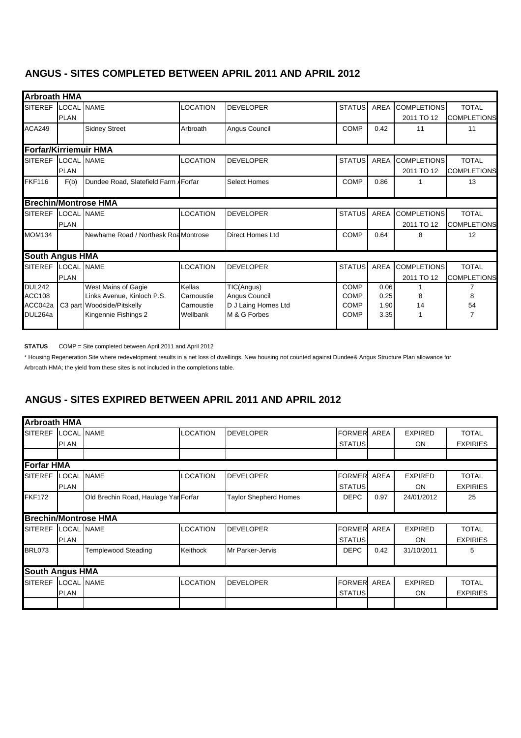## ANGUS - SITES COMPLETED BETWEEN APRIL 2011 AND APRIL 2012

**Arbroath HMA**

| SITEREF | LOCAL PLAN | NAME | LOCATION | DEVELOPER | STATUS | AREA | COMPLETIONS 2011 TO 12 | TOTAL COMPLETIONS |
|---|---|---|---|---|---|---|---|---|
| ACA249 | | Sidney Street | Arbroath | Angus Council | COMP | 0.42 | 11 | 11 |

**Forfar/Kirriemuir HMA**

| SITEREF | LOCAL PLAN | NAME | LOCATION | DEVELOPER | STATUS | AREA | COMPLETIONS 2011 TO 12 | TOTAL COMPLETIONS |
|---|---|---|---|---|---|---|---|---|
| FKF116 | F(b) | Dundee Road, Slatefield Farm / | Forfar | Select Homes | COMP | 0.86 | 1 | 13 |

**Brechin/Montrose HMA**

| SITEREF | LOCAL PLAN | NAME | LOCATION | DEVELOPER | STATUS | AREA | COMPLETIONS 2011 TO 12 | TOTAL COMPLETIONS |
|---|---|---|---|---|---|---|---|---|
| MOM134 | | Newhame Road / Northesk Roa | Montrose | Direct Homes Ltd | COMP | 0.64 | 8 | 12 |

**South Angus HMA**

| SITEREF | LOCAL PLAN | NAME | LOCATION | DEVELOPER | STATUS | AREA | COMPLETIONS 2011 TO 12 | TOTAL COMPLETIONS |
|---|---|---|---|---|---|---|---|---|
| DUL242 | | West Mains of Gagie | Kellas | TIC(Angus) | COMP | 0.06 | 1 | 7 |
| ACC108 | | Links Avenue, Kinloch P.S. | Carnoustie | Angus Council | COMP | 0.25 | 8 | 8 |
| ACC042a | C3 part | Woodside/Pitskelly | Carnoustie | D J Laing Homes Ltd | COMP | 1.90 | 14 | 54 |
| DUL264a | | Kingennie Fishings 2 | Wellbank | M & G Forbes | COMP | 3.35 | 1 | 7 |

**STATUS** COMP = Site completed between April 2011 and April 2012

* Housing Regeneration Site where redevelopment results in a net loss of dwellings. New housing not counted against Dundee& Angus Structure Plan allowance for Arbroath HMA; the yield from these sites is not included in the completions table.

## ANGUS - SITES EXPIRED BETWEEN APRIL 2011 AND APRIL 2012

**Arbroath HMA**

| SITEREF | LOCAL PLAN | NAME | LOCATION | DEVELOPER | FORMER STATUS | AREA | EXPIRED ON | TOTAL EXPIRIES |
|---|---|---|---|---|---|---|---|---|
| | | | | | | | | |

**Forfar HMA**

| SITEREF | LOCAL PLAN | NAME | LOCATION | DEVELOPER | FORMER STATUS | AREA | EXPIRED ON | TOTAL EXPIRIES |
|---|---|---|---|---|---|---|---|---|
| FKF172 | | Old Brechin Road, Haulage Yar | Forfar | Taylor Shepherd Homes | DEPC | 0.97 | 24/01/2012 | 25 |

**Brechin/Montrose HMA**

| SITEREF | LOCAL PLAN | NAME | LOCATION | DEVELOPER | FORMER STATUS | AREA | EXPIRED ON | TOTAL EXPIRIES |
|---|---|---|---|---|---|---|---|---|
| BRL073 | | Templewood Steading | Keithock | Mr Parker-Jervis | DEPC | 0.42 | 31/10/2011 | 5 |

**South Angus HMA**

| SITEREF | LOCAL PLAN | NAME | LOCATION | DEVELOPER | FORMER STATUS | AREA | EXPIRED ON | TOTAL EXPIRIES |
|---|---|---|---|---|---|---|---|---|
| | | | | | | | | |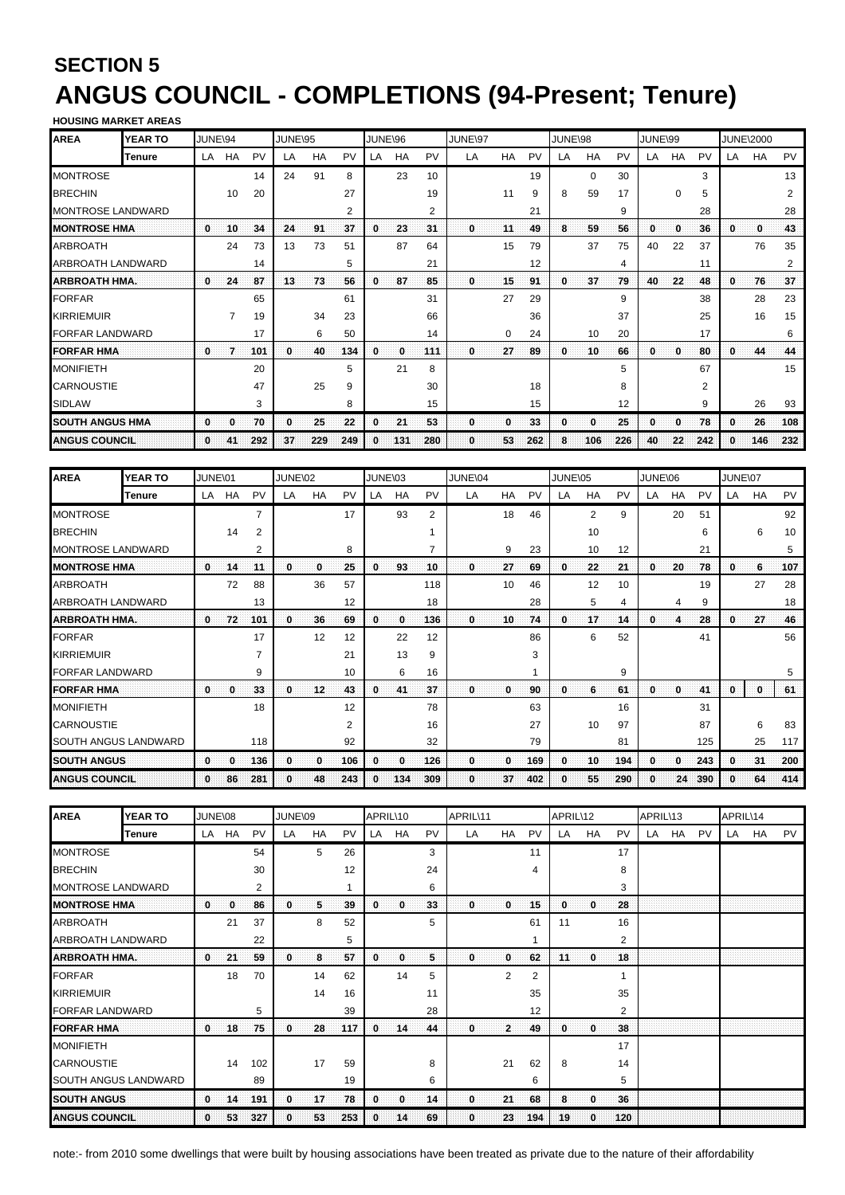## SECTION 5

# ANGUS COUNCIL - COMPLETIONS (94-Present; Tenure)

**HOUSING MARKET AREAS**

| AREA | YEAR TO | JUNE\94 | | | JUNE\95 | | | JUNE\96 | | | JUNE\97 | | | JUNE\98 | | | JUNE\99 | | | JUNE\2000 | | |
|---|---|---|---|---|---|---|---|---|---|---|---|---|---|---|---|---|---|---|---|---|---|---|
| | Tenure | LA | HA | PV | LA | HA | PV | LA | HA | PV | LA | HA | PV | LA | HA | PV | LA | HA | PV | LA | HA | PV |
| MONTROSE | | | | 14 | 24 | 91 | 8 | | 23 | 10 | | | 19 | | 0 | 30 | | | 3 | | | 13 |
| BRECHIN | | | 10 | 20 | | | 27 | | | 19 | | 11 | 9 | 8 | 59 | 17 | | 0 | 5 | | | 2 |
| MONTROSE LANDWARD | | | | | | | 2 | | | 2 | | | 21 | | | 9 | | | 28 | | | 28 |
| **MONTROSE HMA** | | **0** | **10** | **34** | **24** | **91** | **37** | **0** | **23** | **31** | **0** | **11** | **49** | **8** | **59** | **56** | **0** | **0** | **36** | **0** | **0** | **43** |
| ARBROATH | | | 24 | 73 | 13 | 73 | 51 | | 87 | 64 | | 15 | 79 | | 37 | 75 | 40 | 22 | 37 | | 76 | 35 |
| ARBROATH LANDWARD | | | | 14 | | | 5 | | | 21 | | | 12 | | | 4 | | | 11 | | | 2 |
| **ARBROATH HMA.** | | **0** | **24** | **87** | **13** | **73** | **56** | **0** | **87** | **85** | **0** | **15** | **91** | **0** | **37** | **79** | **40** | **22** | **48** | **0** | **76** | **37** |
| FORFAR | | | | 65 | | | 61 | | | 31 | | 27 | 29 | | | 9 | | | 38 | | 28 | 23 |
| KIRRIEMUIR | | | 7 | 19 | | 34 | 23 | | | 66 | | | 36 | | | 37 | | | 25 | | 16 | 15 |
| FORFAR LANDWARD | | | | 17 | | 6 | 50 | | | 14 | | 0 | 24 | | 10 | 20 | | | 17 | | | 6 |
| **FORFAR HMA** | | **0** | **7** | **101** | **0** | **40** | **134** | **0** | **0** | **111** | **0** | **27** | **89** | **0** | **10** | **66** | **0** | **0** | **80** | **0** | **44** | **44** |
| MONIFIETH | | | | 20 | | | 5 | | 21 | 8 | | | | | | 5 | | | 67 | | | 15 |
| CARNOUSTIE | | | | 47 | | 25 | 9 | | | 30 | | | 18 | | | 8 | | | 2 | | | |
| SIDLAW | | | | 3 | | | 8 | | | 15 | | | 15 | | | 12 | | | 9 | | 26 | 93 |
| **SOUTH ANGUS HMA** | | **0** | **0** | **70** | **0** | **25** | **22** | **0** | **21** | **53** | **0** | **0** | **33** | **0** | **0** | **25** | **0** | **0** | **78** | **0** | **26** | **108** |
| **ANGUS COUNCIL** | | **0** | **41** | **292** | **37** | **229** | **249** | **0** | **131** | **280** | **0** | **53** | **262** | **8** | **106** | **226** | **40** | **22** | **242** | **0** | **146** | **232** |

| AREA | YEAR TO | JUNE\01 | | | JUNE\02 | | | JUNE\03 | | | JUNE\04 | | | JUNE\05 | | | JUNE\06 | | | JUNE\07 | | |
|---|---|---|---|---|---|---|---|---|---|---|---|---|---|---|---|---|---|---|---|---|---|---|
| | Tenure | LA | HA | PV | LA | HA | PV | LA | HA | PV | LA | HA | PV | LA | HA | PV | LA | HA | PV | LA | HA | PV |
| MONTROSE | | | | 7 | | | 17 | | 93 | 2 | | 18 | 46 | | 2 | 9 | | 20 | 51 | | | 92 |
| BRECHIN | | | 14 | 2 | | | | | | 1 | | | | | 10 | | | | 6 | | 6 | 10 |
| MONTROSE LANDWARD | | | | 2 | | | 8 | | | 7 | | 9 | 23 | | 10 | 12 | | | 21 | | | 5 |
| **MONTROSE HMA** | | **0** | **14** | **11** | **0** | **0** | **25** | **0** | **93** | **10** | **0** | **27** | **69** | **0** | **22** | **21** | **0** | **20** | **78** | **0** | **6** | **107** |
| ARBROATH | | | 72 | 88 | | 36 | 57 | | | 118 | | 10 | 46 | | 12 | 10 | | | 19 | | 27 | 28 |
| ARBROATH LANDWARD | | | | 13 | | | 12 | | | 18 | | | 28 | | 5 | 4 | | 4 | 9 | | | 18 |
| **ARBROATH HMA.** | | **0** | **72** | **101** | **0** | **36** | **69** | **0** | **0** | **136** | **0** | **10** | **74** | **0** | **17** | **14** | **0** | **4** | **28** | **0** | **27** | **46** |
| FORFAR | | | | 17 | | 12 | 12 | | 22 | 12 | | | 86 | | 6 | 52 | | | 41 | | | 56 |
| KIRRIEMUIR | | | | 7 | | | 21 | | 13 | 9 | | | 3 | | | | | | | | | |
| FORFAR LANDWARD | | | | 9 | | | 10 | | 6 | 16 | | | 1 | | | 9 | | | | | | 5 |
| **FORFAR HMA** | | **0** | **0** | **33** | **0** | **12** | **43** | **0** | **41** | **37** | **0** | **0** | **90** | **0** | **6** | **61** | **0** | **0** | **41** | **0** | **0** | **61** |
| MONIFIETH | | | | 18 | | | 12 | | | 78 | | | 63 | | | 16 | | | 31 | | | |
| CARNOUSTIE | | | | | | | 2 | | | 16 | | | 27 | | 10 | 97 | | | 87 | | 6 | 83 |
| SOUTH ANGUS LANDWARD | | | | 118 | | | 92 | | | 32 | | | 79 | | | 81 | | | 125 | | 25 | 117 |
| **SOUTH ANGUS** | | **0** | **0** | **136** | **0** | **0** | **106** | **0** | **0** | **126** | **0** | **0** | **169** | **0** | **10** | **194** | **0** | **0** | **243** | **0** | **31** | **200** |
| **ANGUS COUNCIL** | | **0** | **86** | **281** | **0** | **48** | **243** | **0** | **134** | **309** | **0** | **37** | **402** | **0** | **55** | **290** | **0** | **24** | **390** | **0** | **64** | **414** |

| AREA | YEAR TO | JUNE\08 | | | JUNE\09 | | | APRIL\10 | | | APRIL\11 | | | APRIL\12 | | | APRIL\13 | | | APRIL\14 | | |
|---|---|---|---|---|---|---|---|---|---|---|---|---|---|---|---|---|---|---|---|---|---|---|
| | Tenure | LA | HA | PV | LA | HA | PV | LA | HA | PV | LA | HA | PV | LA | HA | PV | LA | HA | PV | LA | HA | PV |
| MONTROSE | | | | 54 | | 5 | 26 | | | 3 | | | 11 | | | 17 | | | | | | |
| BRECHIN | | | | 30 | | | 12 | | | 24 | | | 4 | | | 8 | | | | | | |
| MONTROSE LANDWARD | | | | 2 | | | 1 | | | 6 | | | | | | 3 | | | | | | |
| **MONTROSE HMA** | | **0** | **0** | **86** | **0** | **5** | **39** | **0** | **0** | **33** | **0** | **0** | **15** | **0** | **0** | **28** | | | | | | |
| ARBROATH | | | 21 | 37 | | 8 | 52 | | | 5 | | | 61 | 11 | | 16 | | | | | | |
| ARBROATH LANDWARD | | | | 22 | | | 5 | | | | | | 1 | | | 2 | | | | | | |
| **ARBROATH HMA.** | | **0** | **21** | **59** | **0** | **8** | **57** | **0** | **0** | **5** | **0** | **0** | **62** | **11** | **0** | **18** | | | | | | |
| FORFAR | | | 18 | 70 | | 14 | 62 | | 14 | 5 | | 2 | 2 | | | 1 | | | | | | |
| KIRRIEMUIR | | | | | | 14 | 16 | | | 11 | | | 35 | | | 35 | | | | | | |
| FORFAR LANDWARD | | | | 5 | | | 39 | | | 28 | | | 12 | | | 2 | | | | | | |
| **FORFAR HMA** | | **0** | **18** | **75** | **0** | **28** | **117** | **0** | **14** | **44** | **0** | **2** | **49** | **0** | **0** | **38** | | | | | | |
| MONIFIETH | | | | | | | | | | | | | | | | 17 | | | | | | |
| CARNOUSTIE | | | 14 | 102 | | 17 | 59 | | | 8 | | 21 | 62 | 8 | | 14 | | | | | | |
| SOUTH ANGUS LANDWARD | | | | 89 | | | 19 | | | 6 | | | 6 | | | 5 | | | | | | |
| **SOUTH ANGUS** | | **0** | **14** | **191** | **0** | **17** | **78** | **0** | **0** | **14** | **0** | **21** | **68** | **8** | **0** | **36** | | | | | | |
| **ANGUS COUNCIL** | | **0** | **53** | **327** | **0** | **53** | **253** | **0** | **14** | **69** | **0** | **23** | **194** | **19** | **0** | **120** | | | | | | |

note:- from 2010 some dwellings that were built by housing associations have been treated as private due to the nature of their affordability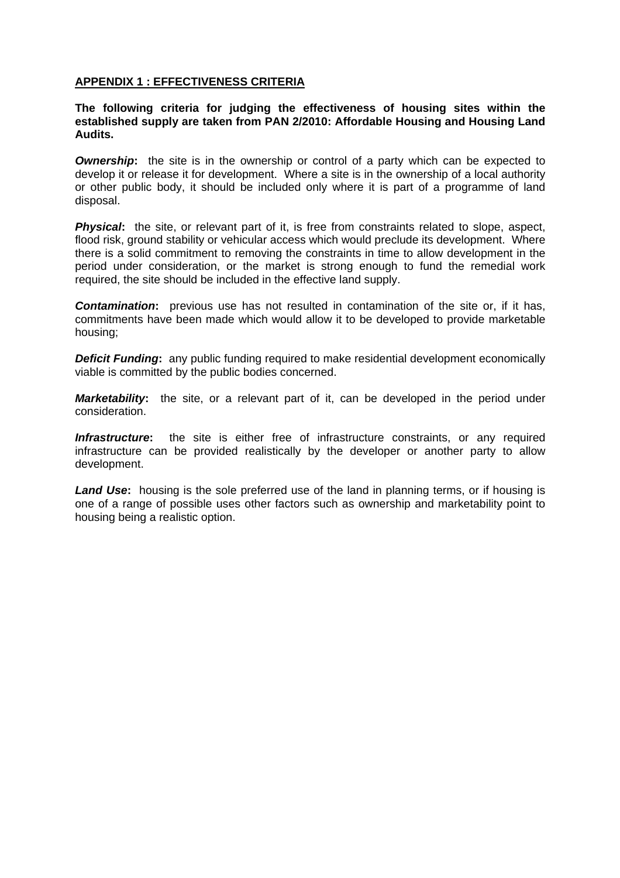## APPENDIX 1 : EFFECTIVENESS CRITERIA

**The following criteria for judging the effectiveness of housing sites within the established supply are taken from PAN 2/2010: Affordable Housing and Housing Land Audits.**

***Ownership*:** the site is in the ownership or control of a party which can be expected to develop it or release it for development. Where a site is in the ownership of a local authority or other public body, it should be included only where it is part of a programme of land disposal.

***Physical*:** the site, or relevant part of it, is free from constraints related to slope, aspect, flood risk, ground stability or vehicular access which would preclude its development. Where there is a solid commitment to removing the constraints in time to allow development in the period under consideration, or the market is strong enough to fund the remedial work required, the site should be included in the effective land supply.

***Contamination*:** previous use has not resulted in contamination of the site or, if it has, commitments have been made which would allow it to be developed to provide marketable housing;

***Deficit Funding*:** any public funding required to make residential development economically viable is committed by the public bodies concerned.

***Marketability*:** the site, or a relevant part of it, can be developed in the period under consideration.

***Infrastructure*:** the site is either free of infrastructure constraints, or any required infrastructure can be provided realistically by the developer or another party to allow development.

***Land Use*:** housing is the sole preferred use of the land in planning terms, or if housing is one of a range of possible uses other factors such as ownership and marketability point to housing being a realistic option.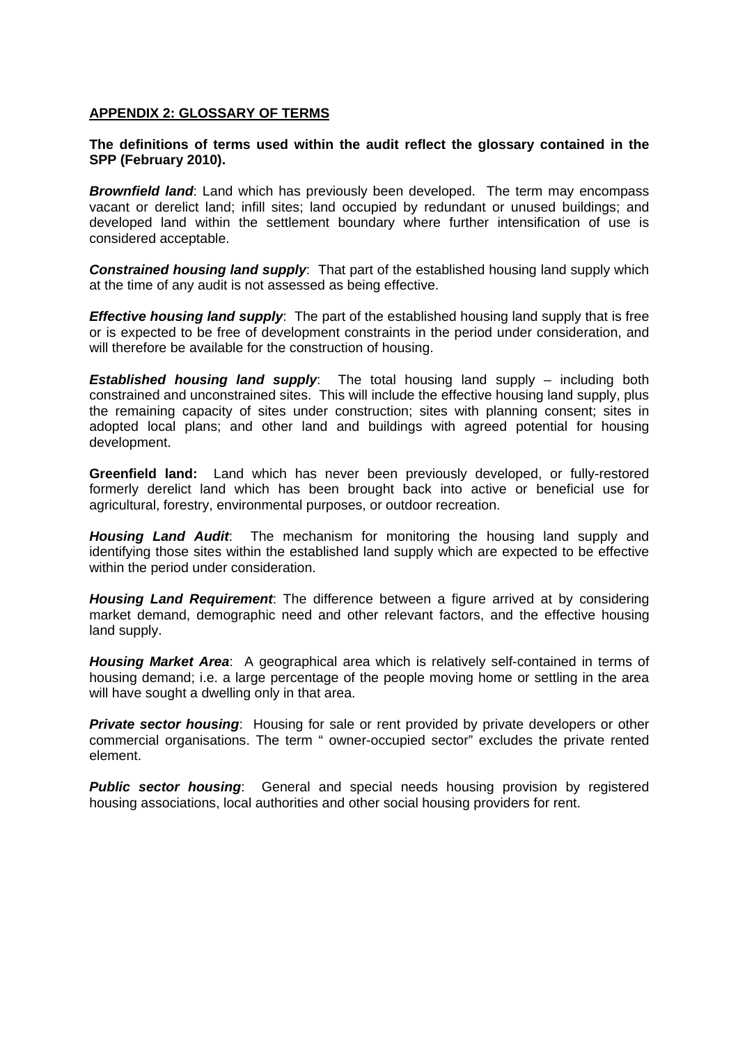## APPENDIX 2: GLOSSARY OF TERMS

**The definitions of terms used within the audit reflect the glossary contained in the SPP (February 2010).**

***Brownfield land***: Land which has previously been developed. The term may encompass vacant or derelict land; infill sites; land occupied by redundant or unused buildings; and developed land within the settlement boundary where further intensification of use is considered acceptable.

***Constrained housing land supply***: That part of the established housing land supply which at the time of any audit is not assessed as being effective.

***Effective housing land supply***: The part of the established housing land supply that is free or is expected to be free of development constraints in the period under consideration, and will therefore be available for the construction of housing.

***Established housing land supply***: The total housing land supply – including both constrained and unconstrained sites. This will include the effective housing land supply, plus the remaining capacity of sites under construction; sites with planning consent; sites in adopted local plans; and other land and buildings with agreed potential for housing development.

**Greenfield land:** Land which has never been previously developed, or fully-restored formerly derelict land which has been brought back into active or beneficial use for agricultural, forestry, environmental purposes, or outdoor recreation.

***Housing Land Audit***: The mechanism for monitoring the housing land supply and identifying those sites within the established land supply which are expected to be effective within the period under consideration.

***Housing Land Requirement***: The difference between a figure arrived at by considering market demand, demographic need and other relevant factors, and the effective housing land supply.

***Housing Market Area***: A geographical area which is relatively self-contained in terms of housing demand; i.e. a large percentage of the people moving home or settling in the area will have sought a dwelling only in that area.

***Private sector housing***: Housing for sale or rent provided by private developers or other commercial organisations. The term " owner-occupied sector" excludes the private rented element.

***Public sector housing***: General and special needs housing provision by registered housing associations, local authorities and other social housing providers for rent.